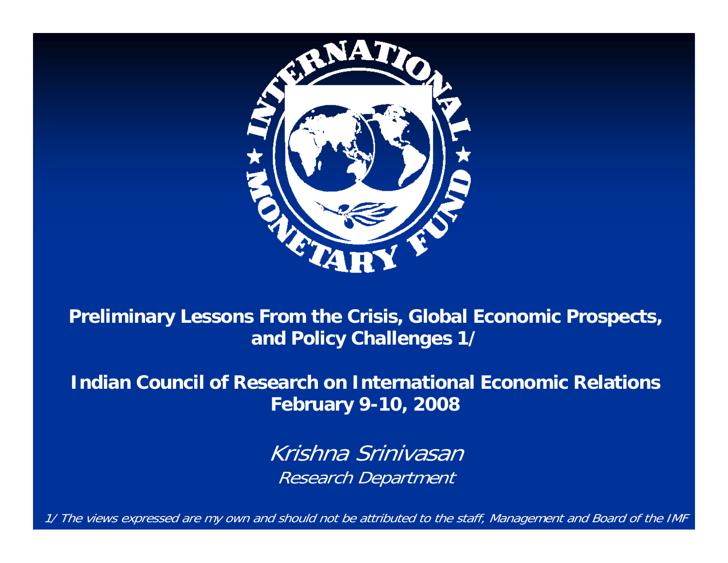# Preliminary Lessons From the Crisis, Global Economic Prospects, and Policy Challenges 1/

**Indian Council of Research on International Economic Relations**
**February 9-10, 2008**

*Krishna Srinivasan*
*Research Department*

*1/ The views expressed are my own and should not be attributed to the staff, Management and Board of the IMF*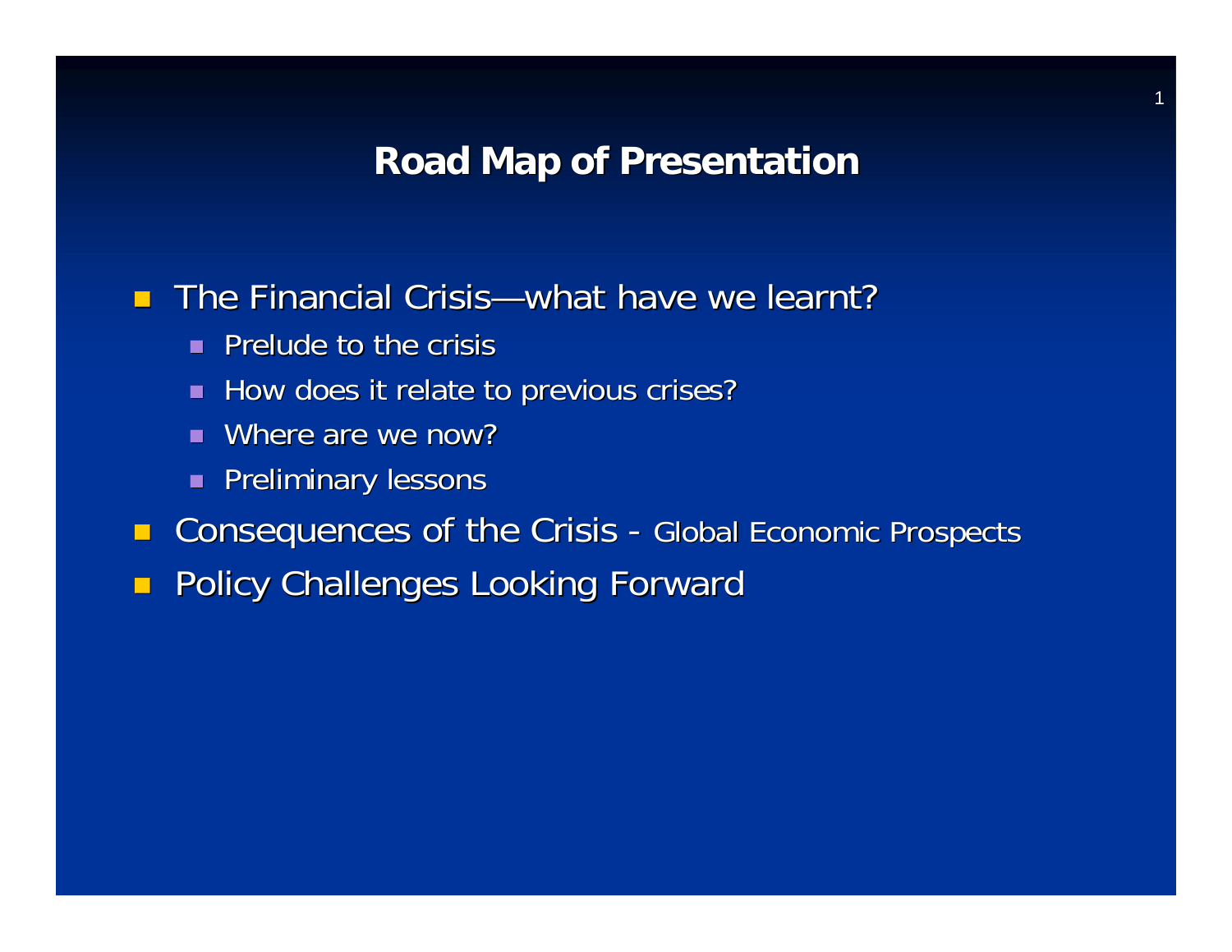# Road Map of Presentation

- The Financial Crisis—what have we learnt?
  - Prelude to the crisis
  - How does it relate to previous crises?
  - Where are we now?
  - Preliminary lessons
- Consequences of the Crisis - Global Economic Prospects
- Policy Challenges Looking Forward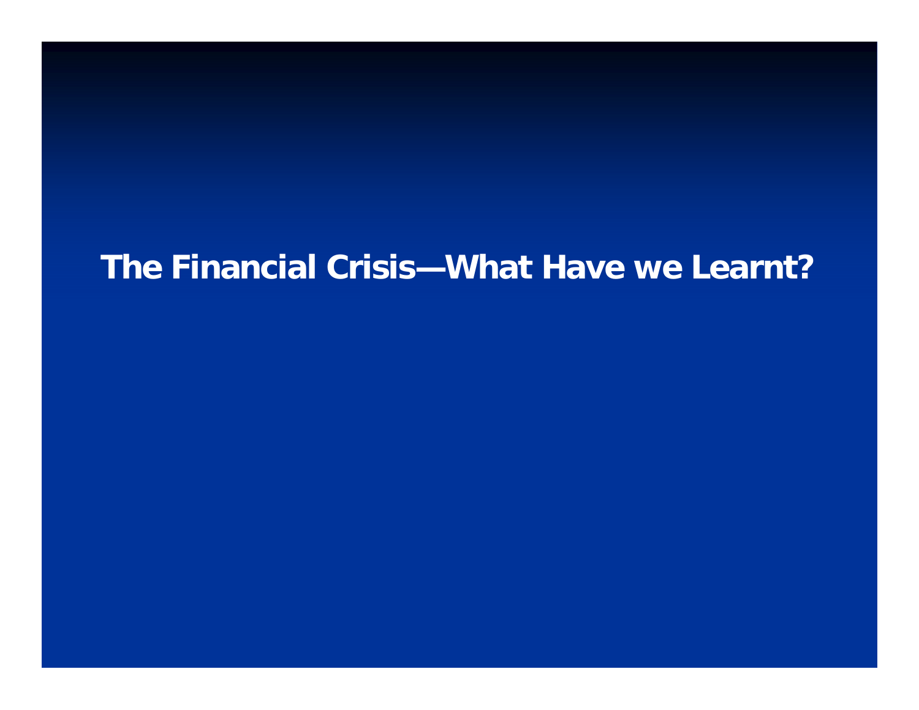# The Financial Crisis—What Have we Learnt?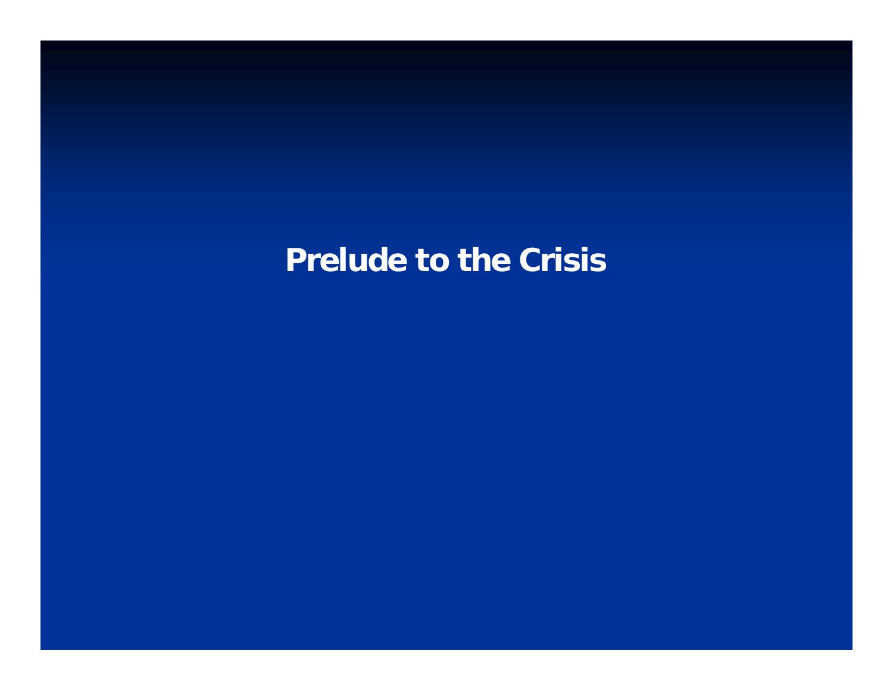# Prelude to the Crisis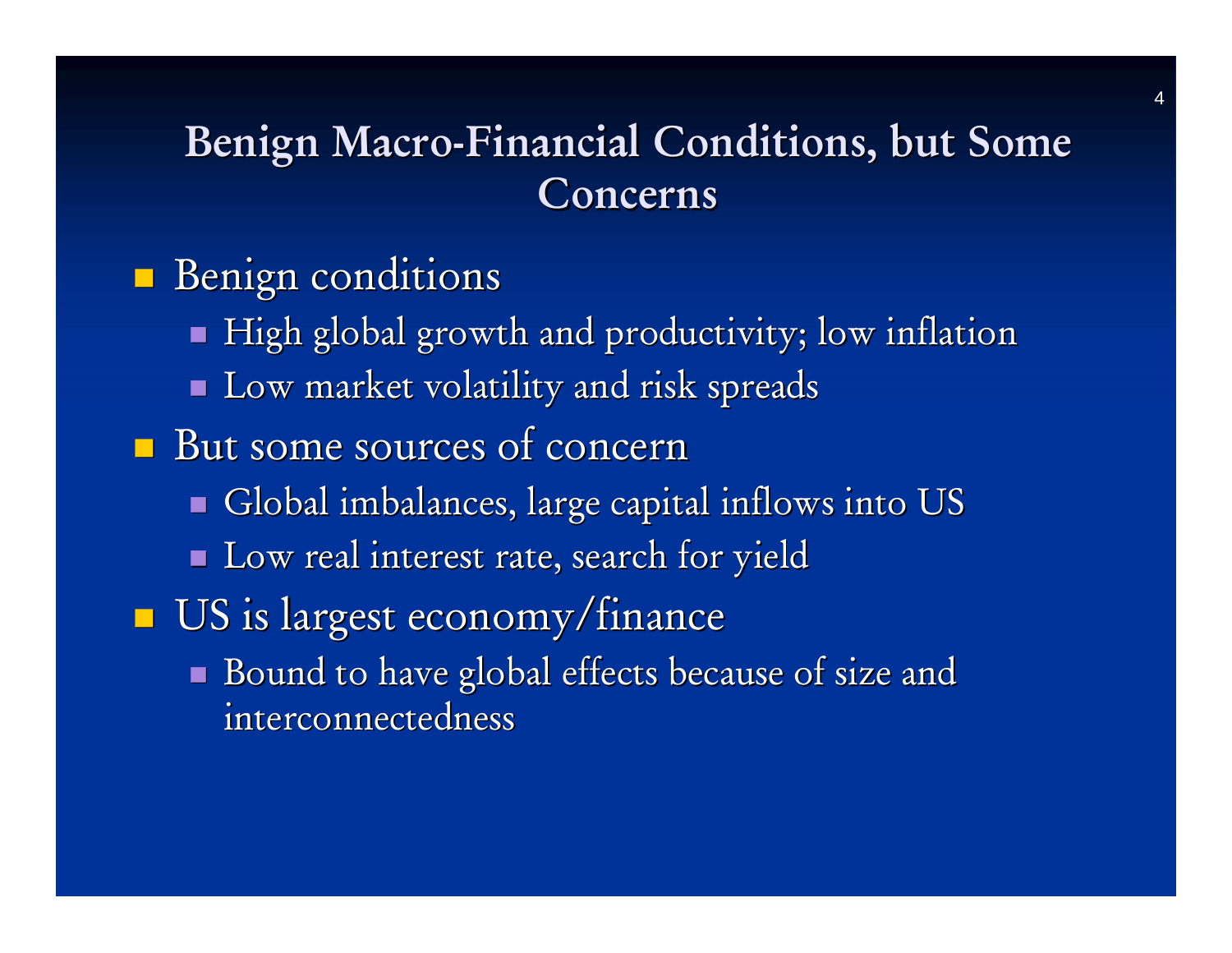# Benign Macro-Financial Conditions, but Some Concerns

- Benign conditions
  - High global growth and productivity; low inflation
  - Low market volatility and risk spreads
- But some sources of concern
  - Global imbalances, large capital inflows into US
  - Low real interest rate, search for yield
- US is largest economy/finance
  - Bound to have global effects because of size and interconnectedness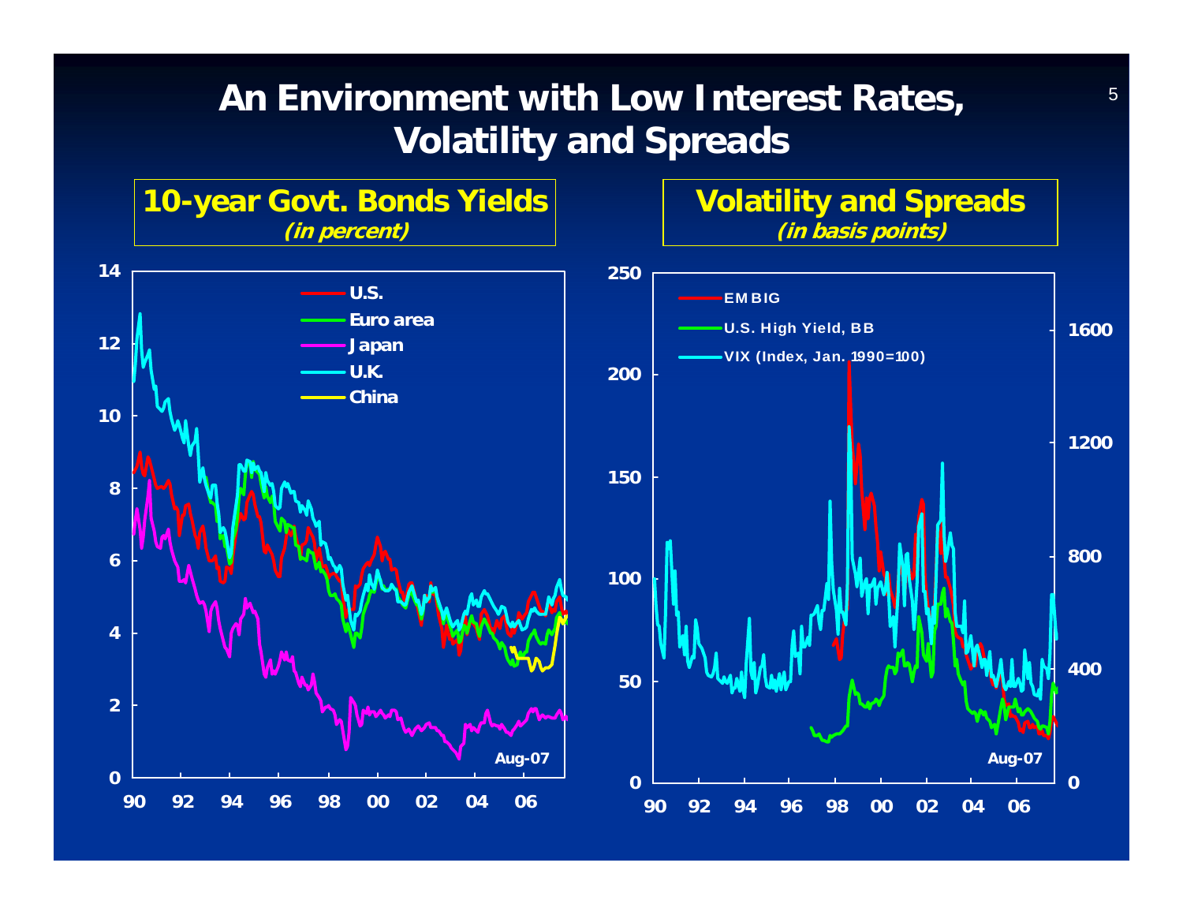# An Environment with Low Interest Rates, Volatility and Spreads

## 10-year Govt. Bonds Yields
*(in percent)*

U.S.
Euro area
Japan
U.K.
China

Aug-07

## Volatility and Spreads
*(in basis points)*

EMBIG
U.S. High Yield, BB
VIX (Index, Jan. 1990=100)

Aug-07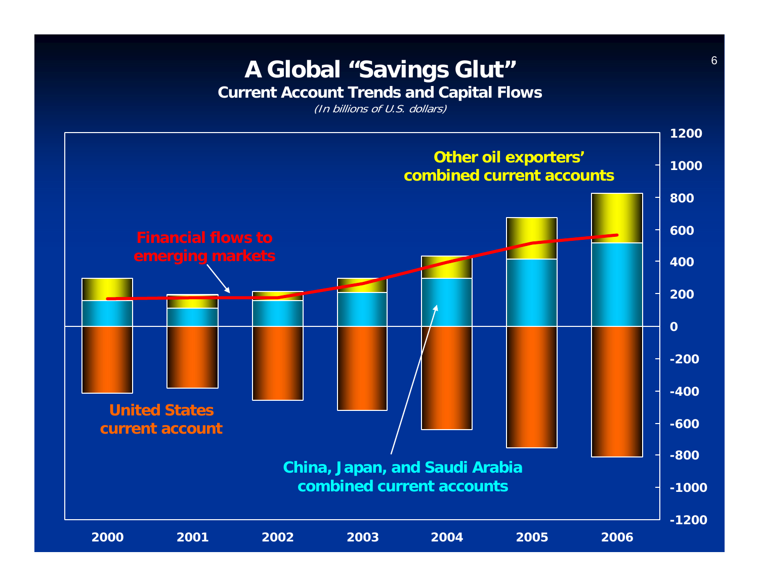# A Global "Savings Glut"

**Current Account Trends and Capital Flows**

*(In billions of U.S. dollars)*

Other oil exporters' combined current accounts

Financial flows to emerging markets

United States current account

China, Japan, and Saudi Arabia combined current accounts

1200, 1000, 800, 600, 400, 200, 0, -200, -400, -600, -800, -1000, -1200

2000, 2001, 2002, 2003, 2004, 2005, 2006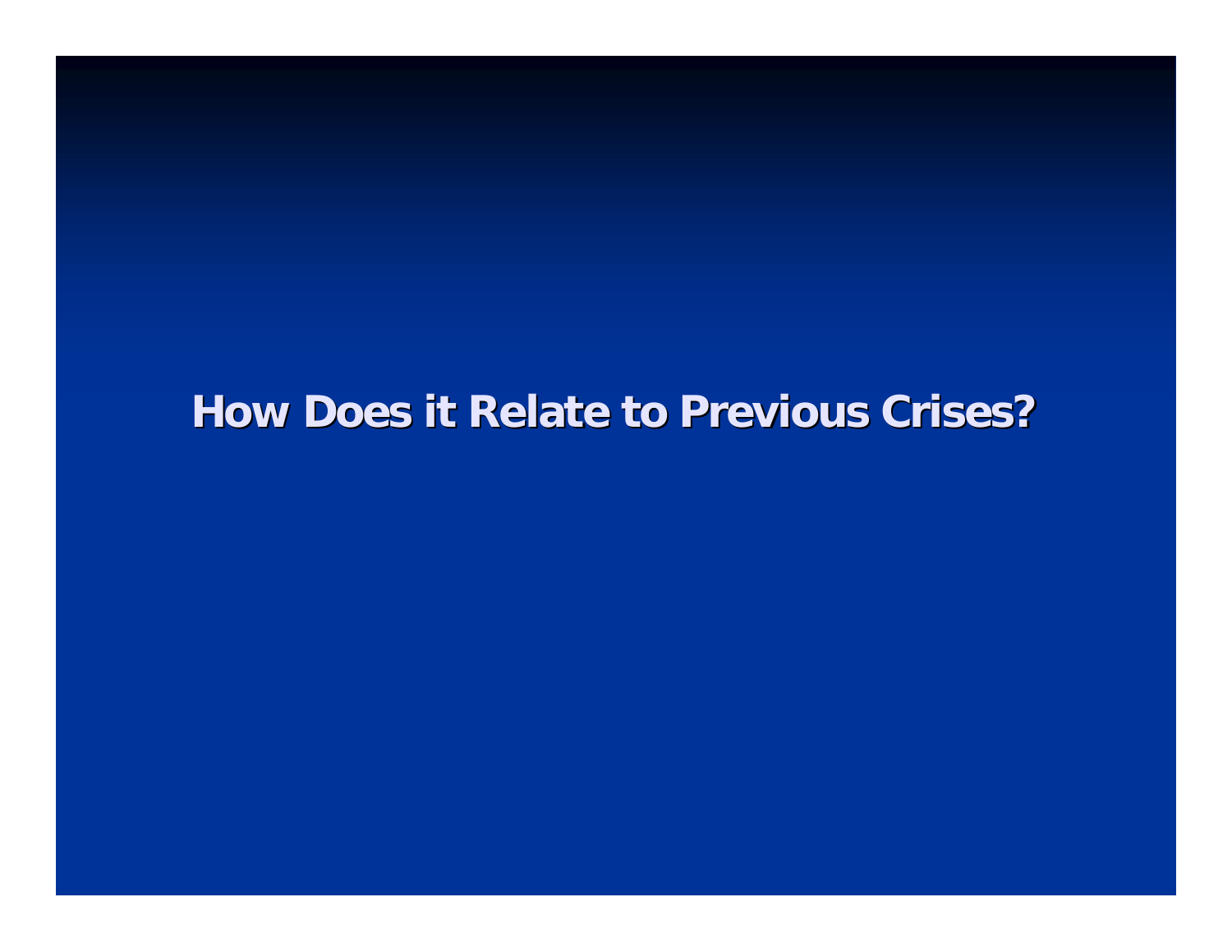# How Does it Relate to Previous Crises?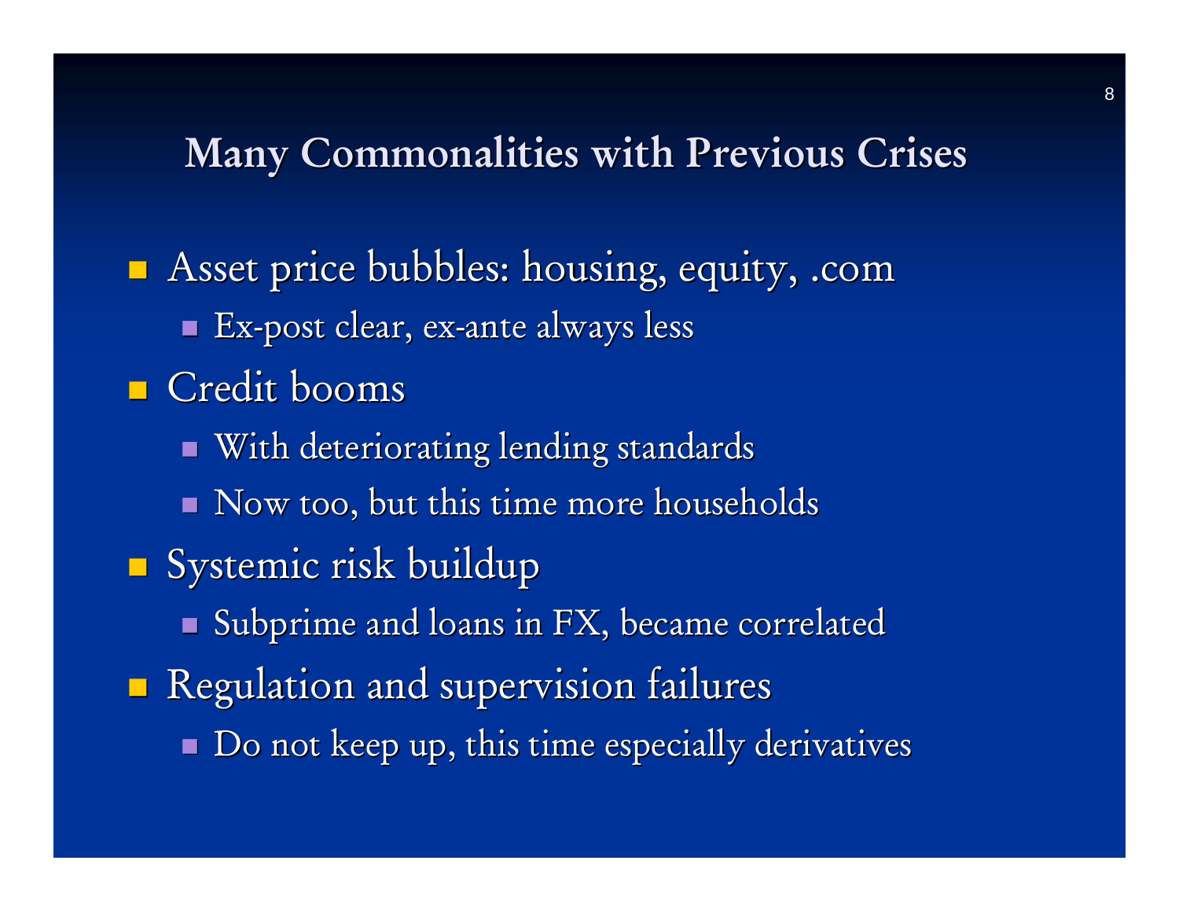# Many Commonalities with Previous Crises

- Asset price bubbles: housing, equity, .com
  - Ex-post clear, ex-ante always less
- Credit booms
  - With deteriorating lending standards
  - Now too, but this time more households
- Systemic risk buildup
  - Subprime and loans in FX, became correlated
- Regulation and supervision failures
  - Do not keep up, this time especially derivatives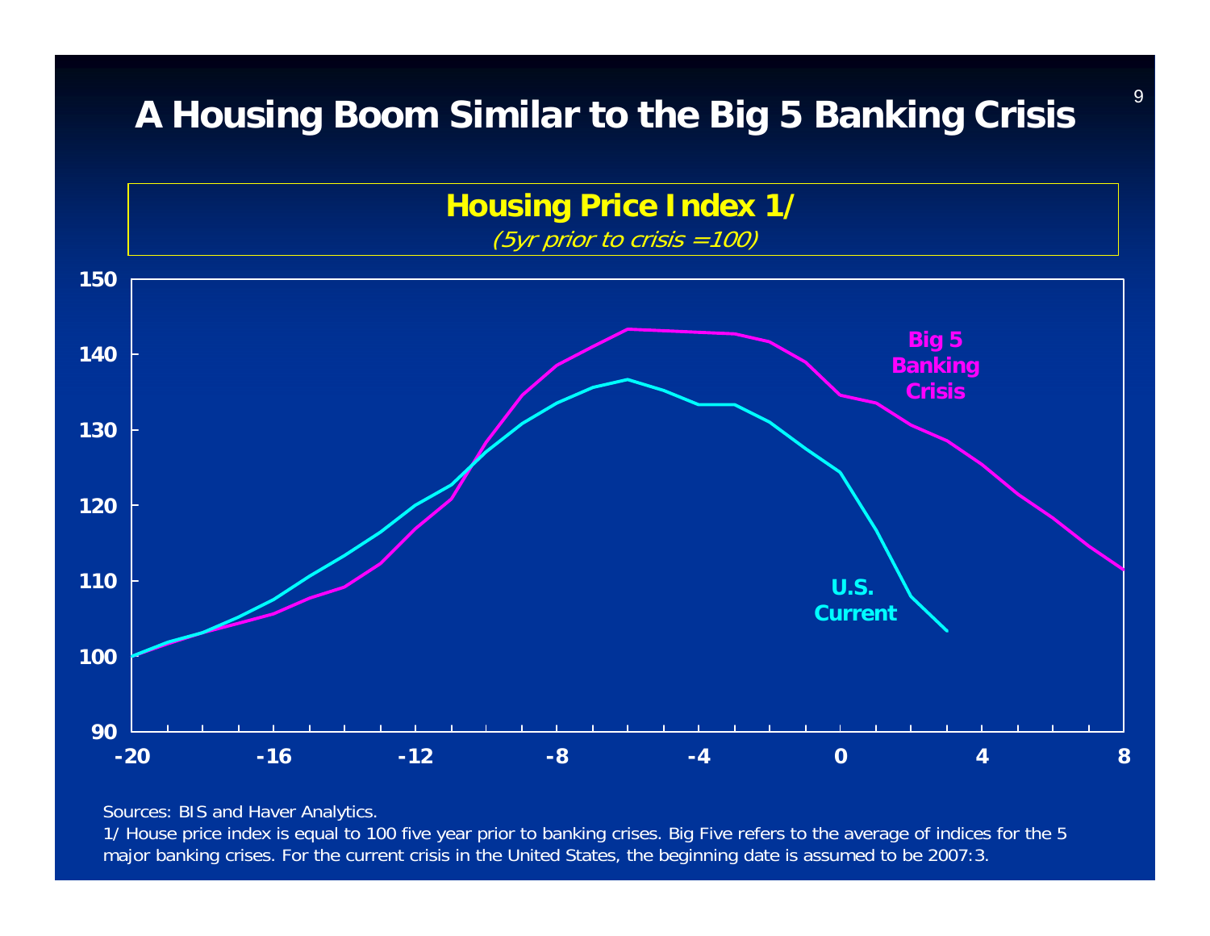# A Housing Boom Similar to the Big 5 Banking Crisis

## Housing Price Index 1/

*(5yr prior to crisis =100)*

Sources: BIS and Haver Analytics.

1/ House price index is equal to 100 five year prior to banking crises. Big Five refers to the average of indices for the 5 major banking crises. For the current crisis in the United States, the beginning date is assumed to be 2007:3.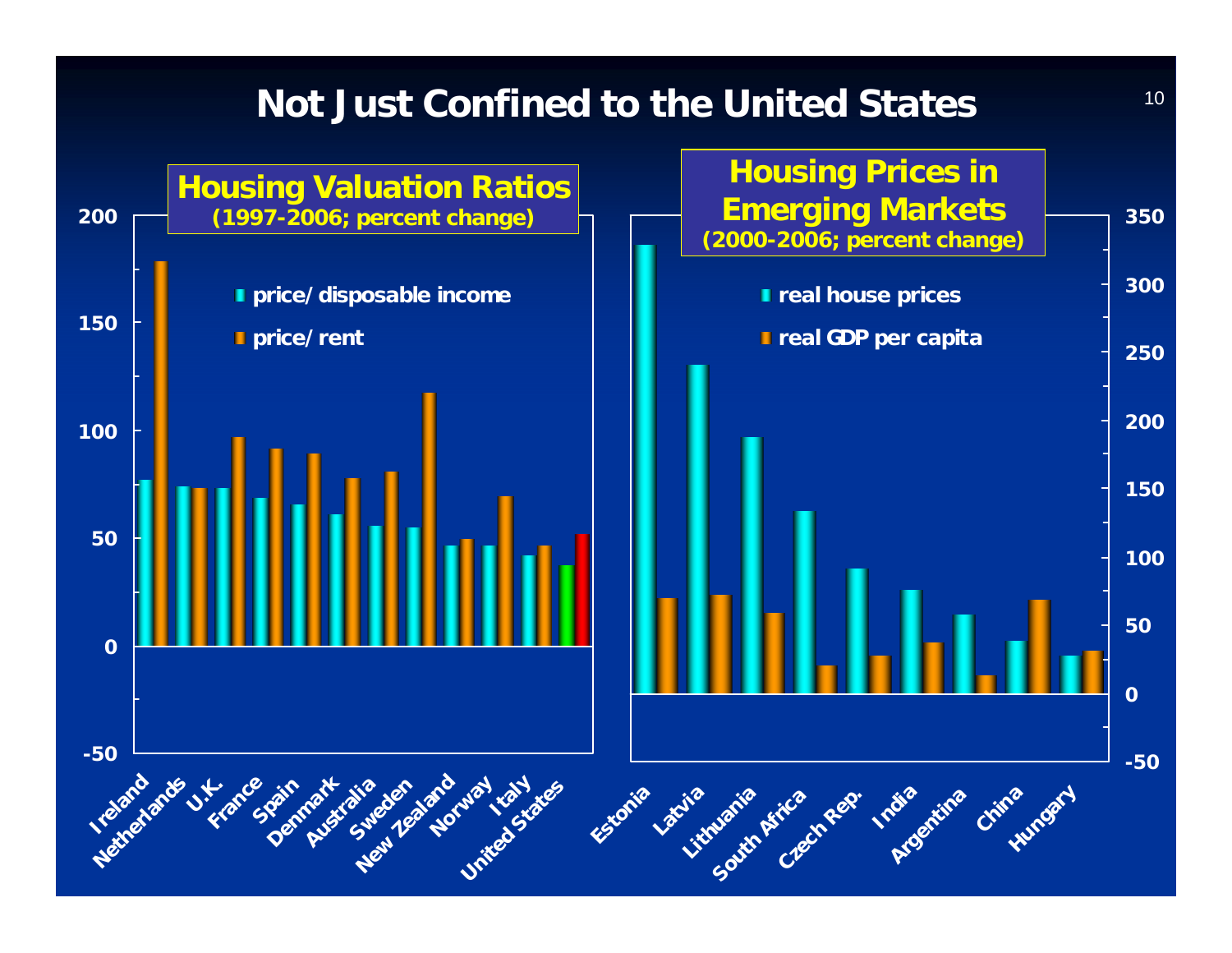# Not Just Confined to the United States

## Housing Valuation Ratios
(1997-2006; percent change)

- price/ disposable income
- price/ rent

Countries: Ireland, Netherlands, U.K., France, Spain, Denmark, Australia, Sweden, New Zealand, Norway, Italy, United States

Axis: -50, 0, 50, 100, 150, 200

## Housing Prices in Emerging Markets
(2000-2006; percent change)

- real house prices
- real GDP per capita

Countries: Estonia, Latvia, Lithuania, South Africa, Czech Rep., India, Argentina, China, Hungary

Axis: -50, 0, 50, 100, 150, 200, 250, 300, 350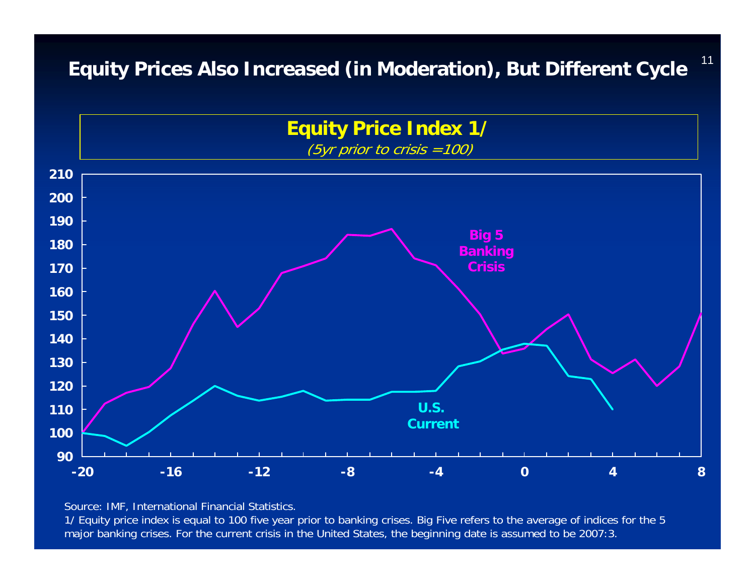# Equity Prices Also Increased (in Moderation), But Different Cycle

**Equity Price Index 1/**

*(5yr prior to crisis =100)*

Source: IMF, International Financial Statistics.

1/ Equity price index is equal to 100 five year prior to banking crises. Big Five refers to the average of indices for the 5 major banking crises. For the current crisis in the United States, the beginning date is assumed to be 2007:3.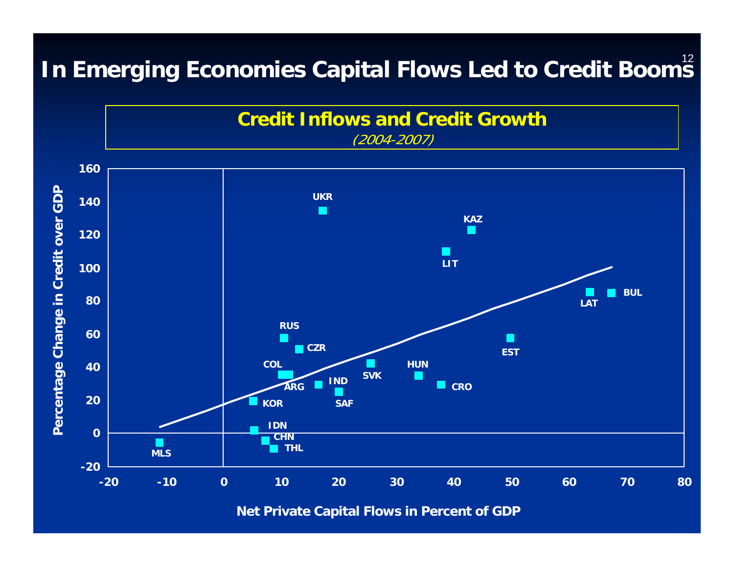# In Emerging Economies Capital Flows Led to Credit Booms

**Credit Inflows and Credit Growth**

*(2004-2007)*

Percentage Change in Credit over GDP

UKR, KAZ, LIT, LAT, BUL, RUS, CZR, EST, COL, SVK, HUN, IND, ARG, CRO, SAF, KOR, IDN, CHN, THL, MLS

Net Private Capital Flows in Percent of GDP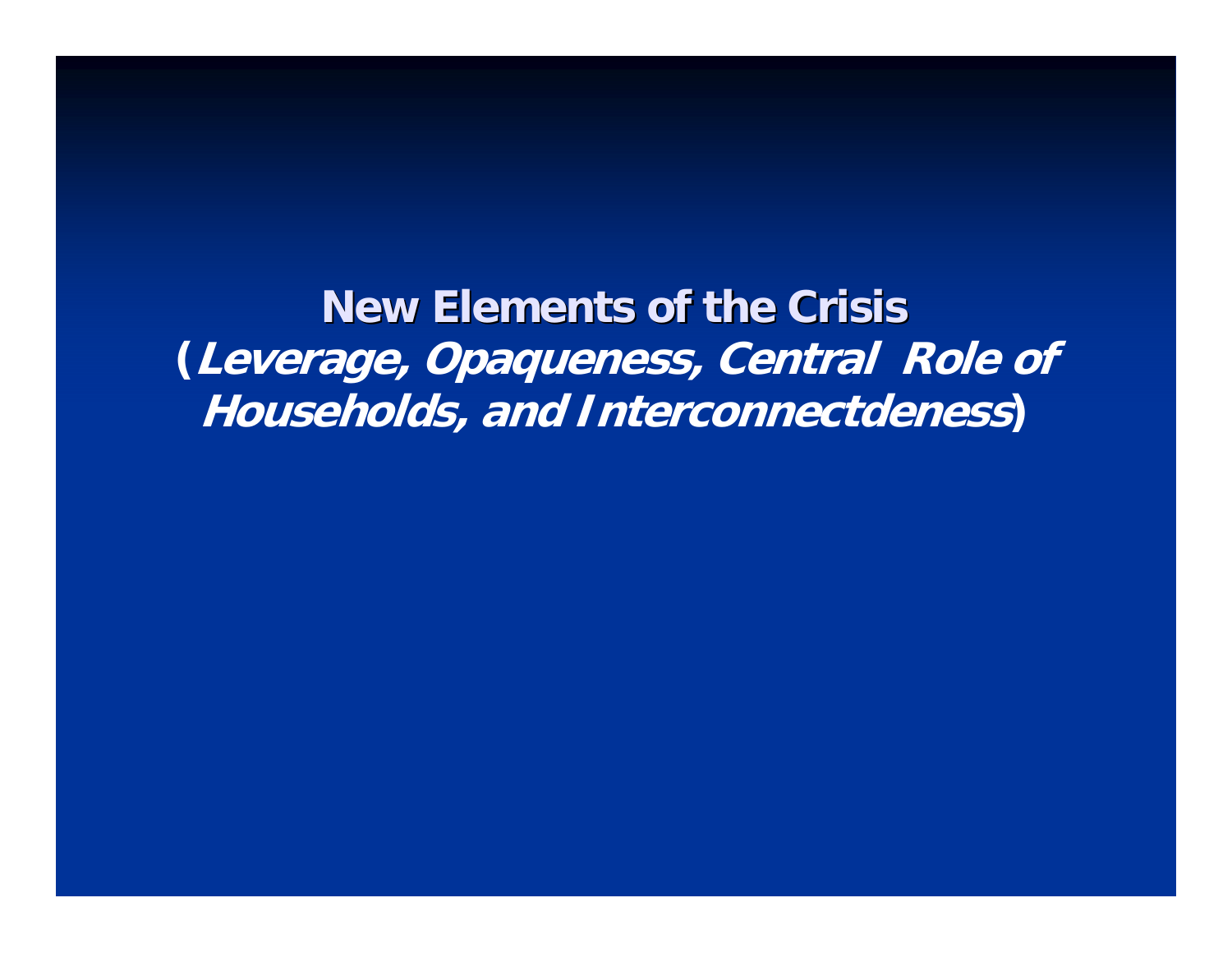# New Elements of the Crisis

(***Leverage, Opaqueness, Central Role of Households, and Interconnectdeness***)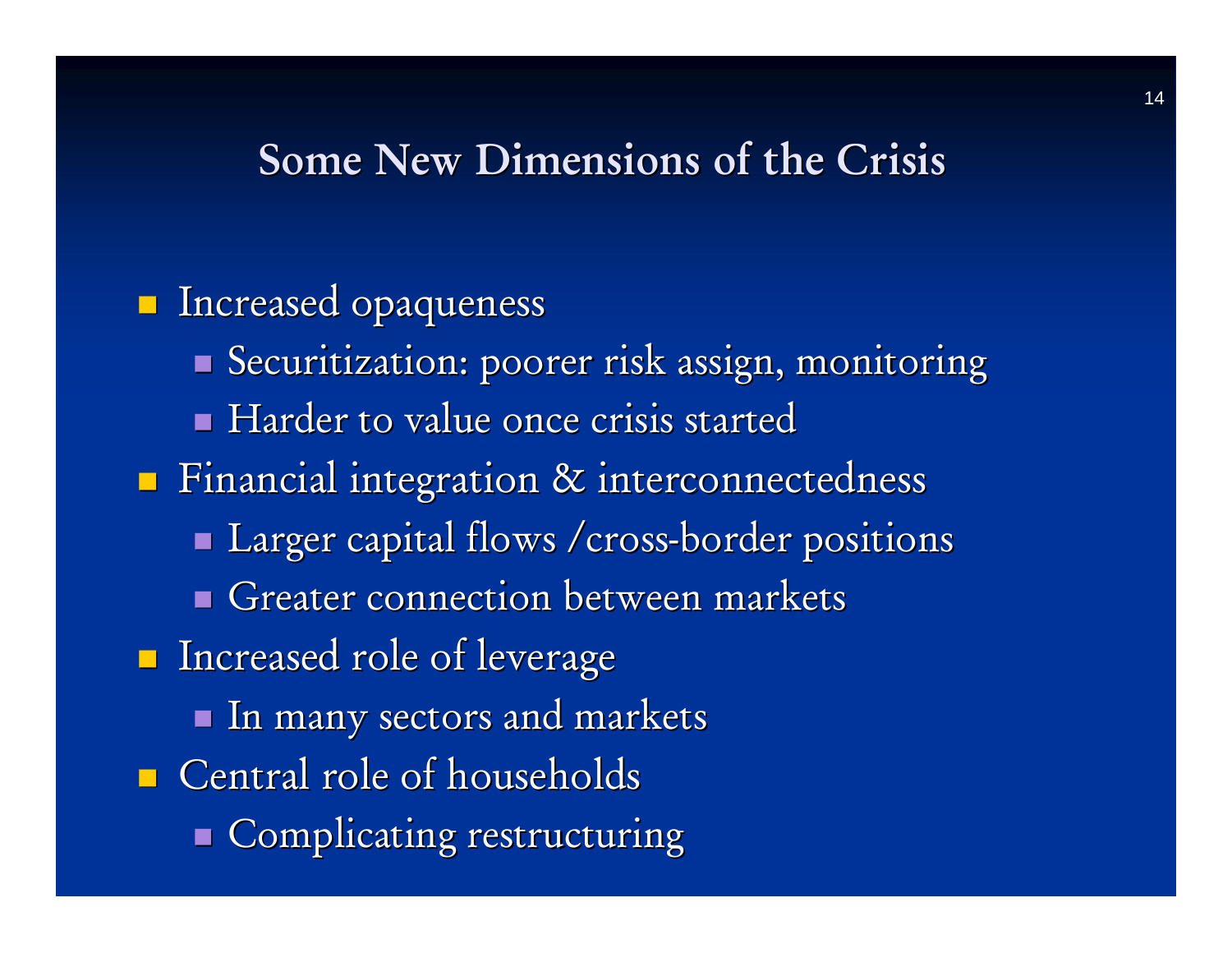# Some New Dimensions of the Crisis

- Increased opaqueness
  - Securitization: poorer risk assign, monitoring
  - Harder to value once crisis started
- Financial integration & interconnectedness
  - Larger capital flows /cross-border positions
  - Greater connection between markets
- Increased role of leverage
  - In many sectors and markets
- Central role of households
  - Complicating restructuring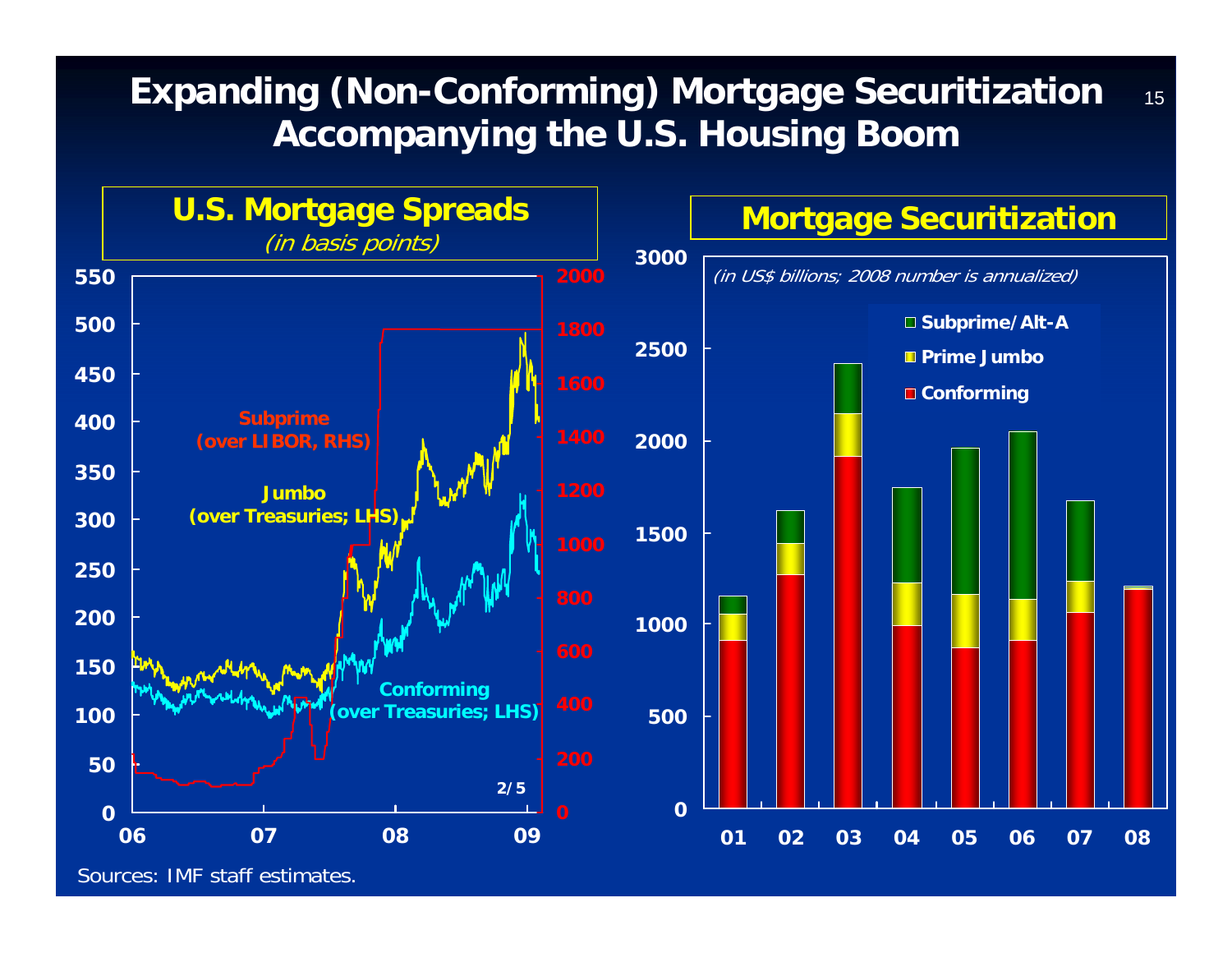# Expanding (Non-Conforming) Mortgage Securitization Accompanying the U.S. Housing Boom

## U.S. Mortgage Spreads

*(in basis points)*

Subprime (over LIBOR, RHS)

Jumbo (over Treasuries; LHS)

Conforming (over Treasuries; LHS)

2/5

## Mortgage Securitization

*(in US$ billions; 2008 number is annualized)*

- Subprime/Alt-A
- Prime Jumbo
- Conforming

Sources: IMF staff estimates.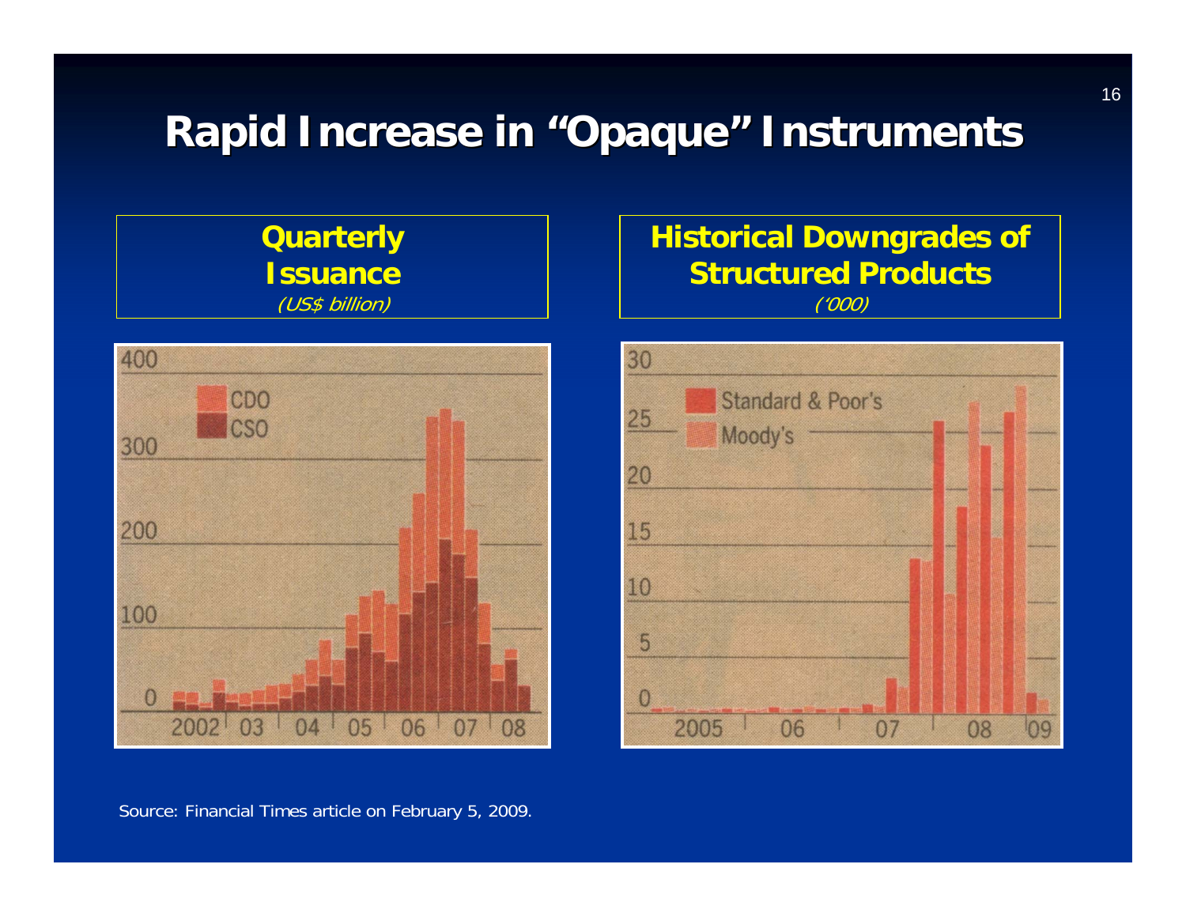# Rapid Increase in "Opaque" Instruments

**Quarterly Issuance**
*(US$ billion)*

**Historical Downgrades of Structured Products**
*('000)*

Source: Financial Times article on February 5, 2009.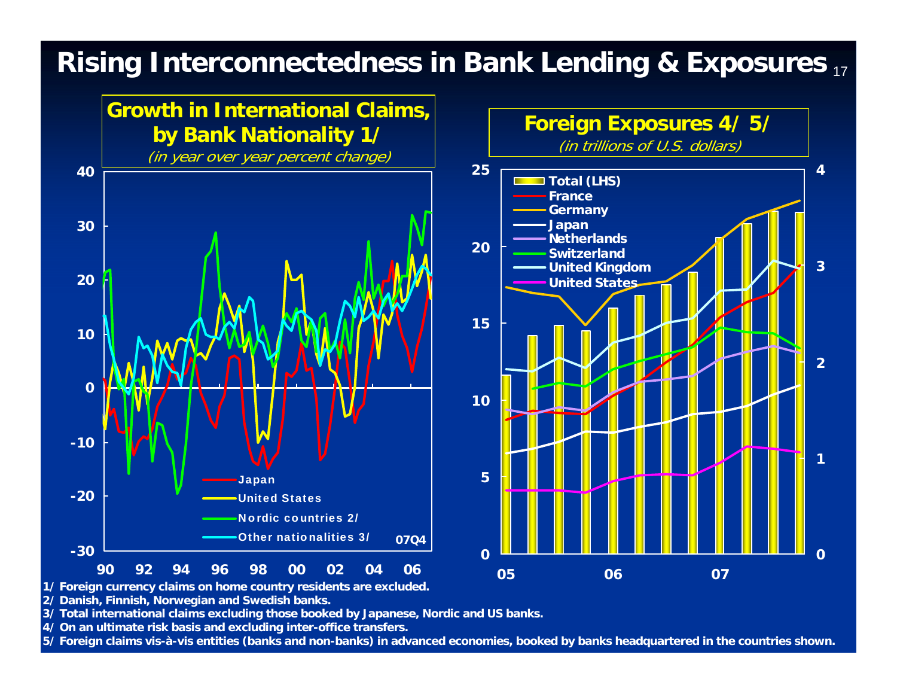# Rising Interconnectedness in Bank Lending & Exposures

## Growth in International Claims, by Bank Nationality 1/

*(in year over year percent change)*

- Japan
- United States
- Nordic countries 2/
- Other nationalities 3/

07Q4

## Foreign Exposures 4/ 5/

*(in trillions of U.S. dollars)*

- Total (LHS)
- France
- Germany
- Japan
- Netherlands
- Switzerland
- United Kingdom
- United States

1/ Foreign currency claims on home country residents are excluded.

2/ Danish, Finnish, Norwegian and Swedish banks.

3/ Total international claims excluding those booked by Japanese, Nordic and US banks.

4/ On an ultimate risk basis and excluding inter-office transfers.

5/ Foreign claims vis-à-vis entities (banks and non-banks) in advanced economies, booked by banks headquartered in the countries shown.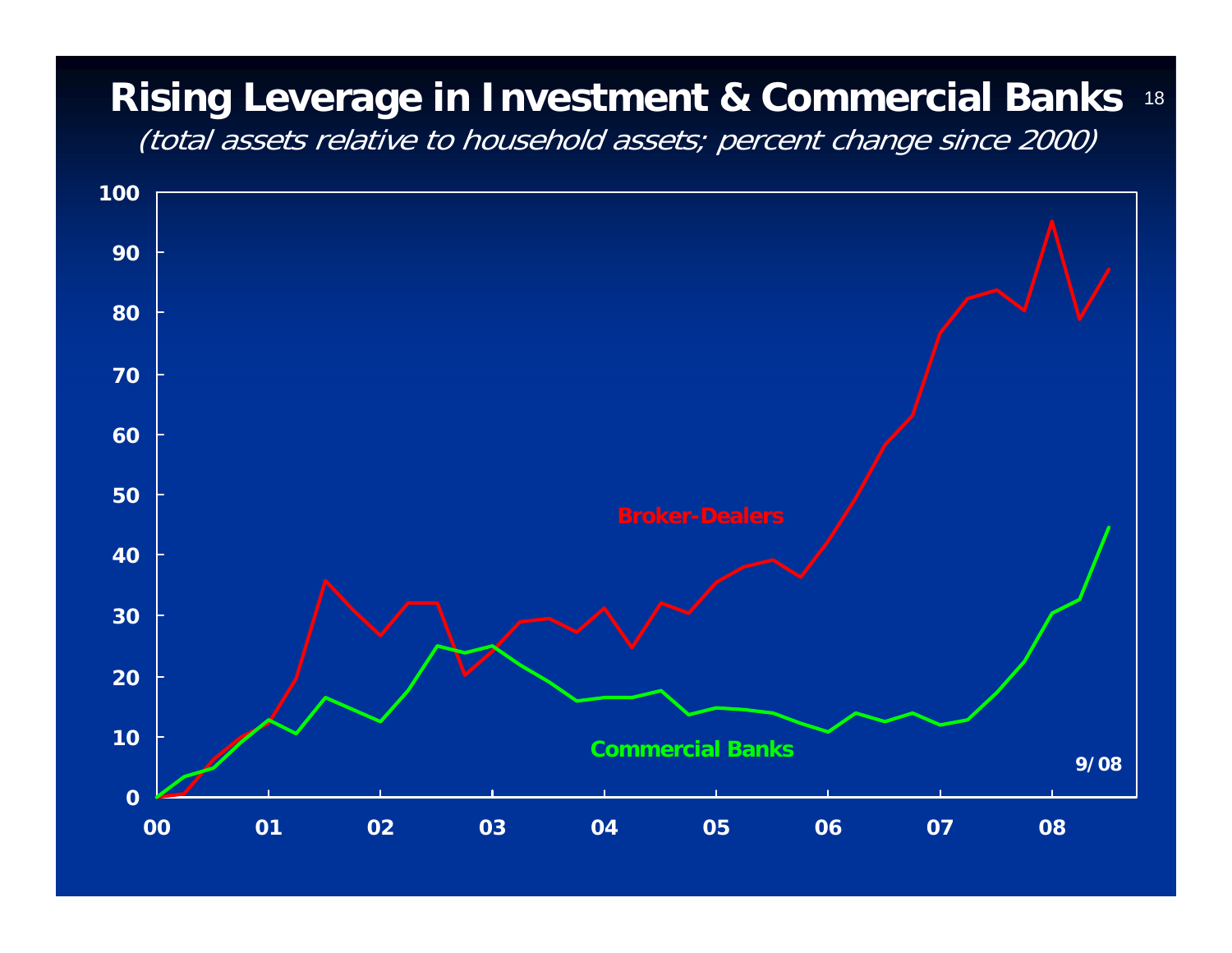# Rising Leverage in Investment & Commercial Banks

*(total assets relative to household assets; percent change since 2000)*

Broker-Dealers

Commercial Banks

9/08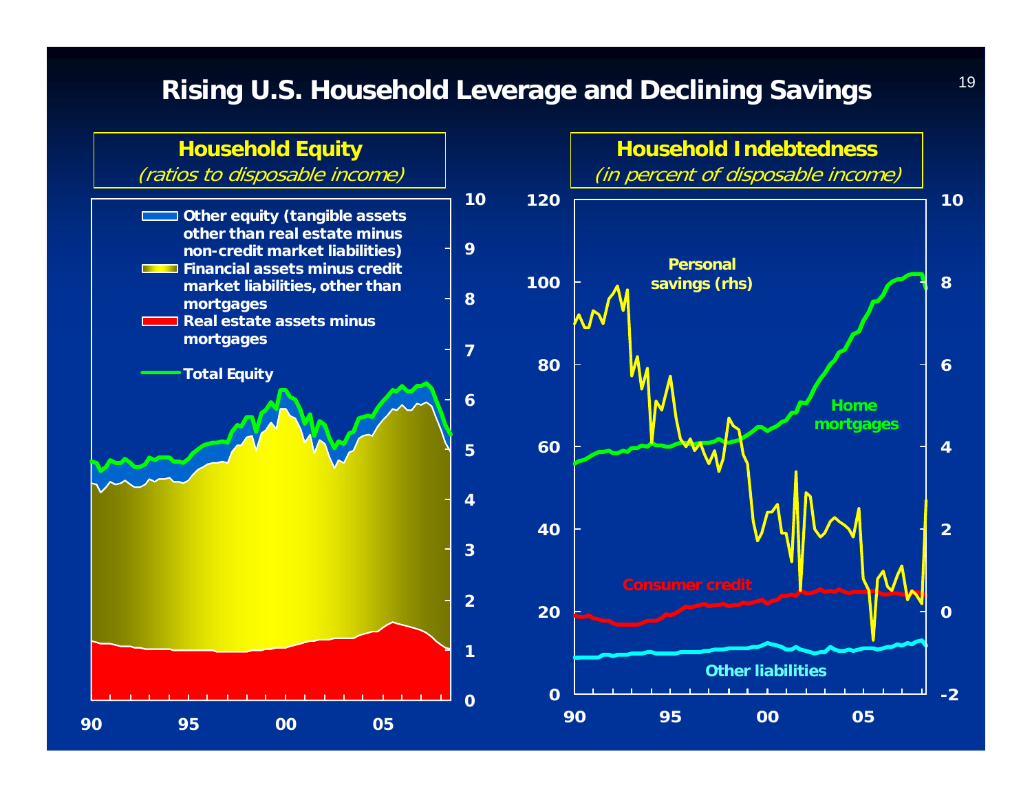# Rising U.S. Household Leverage and Declining Savings

## Household Equity

*(ratios to disposable income)*

- Other equity (tangible assets other than real estate minus non-credit market liabilities)
- Financial assets minus credit market liabilities, other than mortgages
- Real estate assets minus mortgages
- Total Equity

## Household Indebtedness

*(in percent of disposable income)*

- Personal savings (rhs)
- Home mortgages
- Consumer credit
- Other liabilities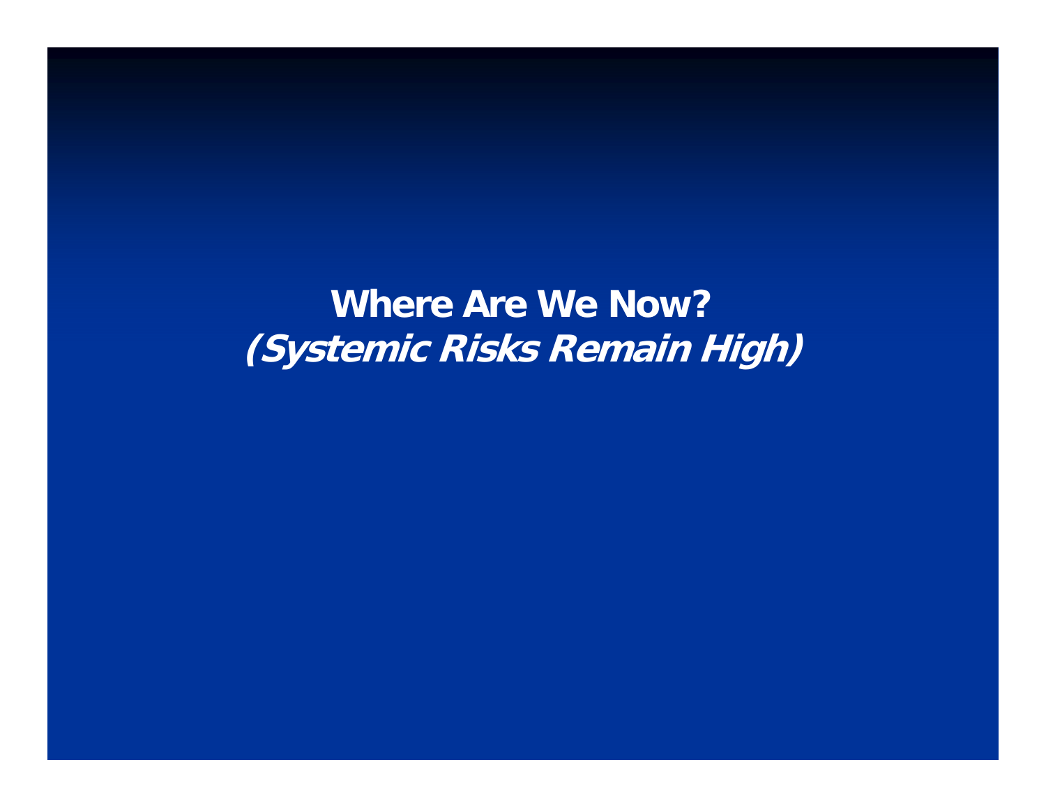# Where Are We Now?
## *(Systemic Risks Remain High)*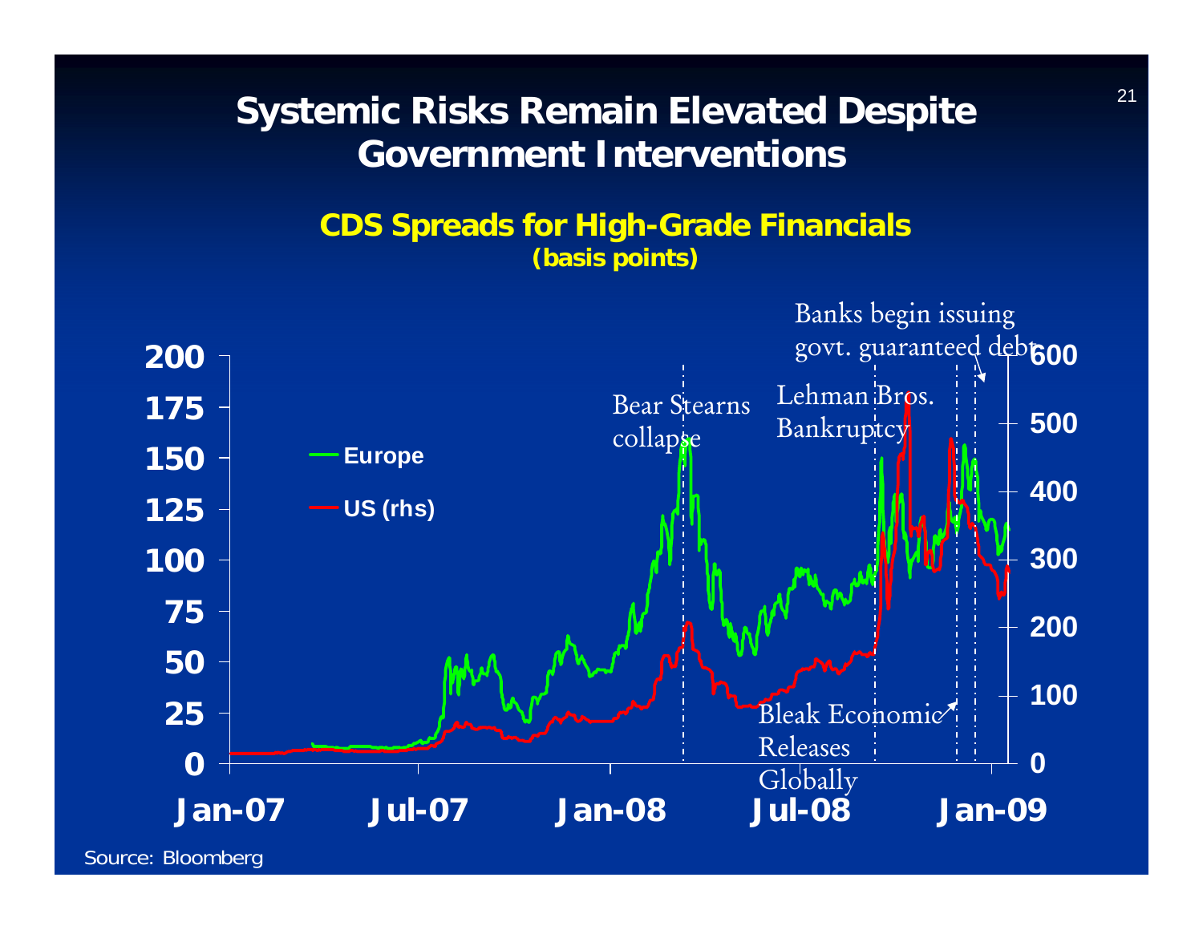# Systemic Risks Remain Elevated Despite Government Interventions

**CDS Spreads for High-Grade Financials**
**(basis points)**

Europe

US (rhs)

Bear Stearns collapse

Lehman Bros. Bankruptcy

Banks begin issuing govt. guaranteed debt

Bleak Economic Releases Globally

Source: Bloomberg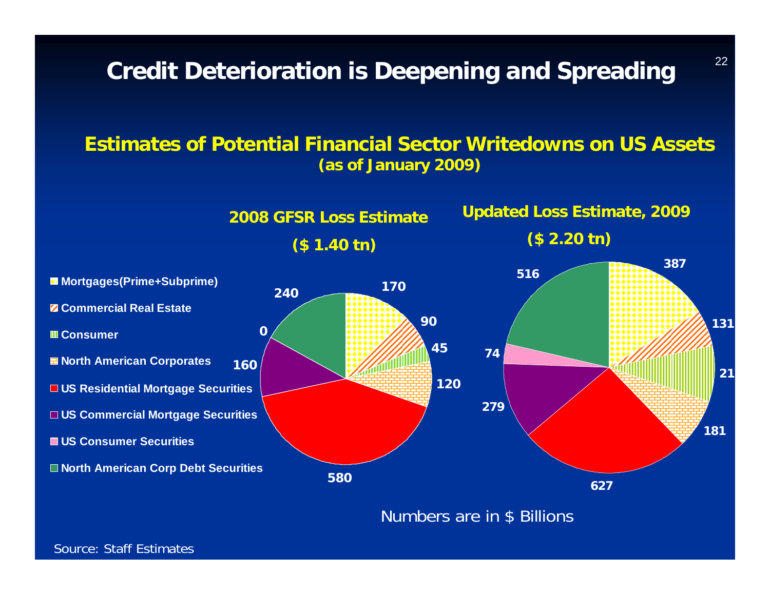# Credit Deterioration is Deepening and Spreading

## Estimates of Potential Financial Sector Writedowns on US Assets
**(as of January 2009)**

| Category | 2008 GFSR Loss Estimate ($ 1.40 tn) | Updated Loss Estimate, 2009 ($ 2.20 tn) |
|---|---|---|
| Mortgages(Prime+Subprime) | 170 | 387 |
| Commercial Real Estate | 90 | 131 |
| Consumer | 45 | 21 |
| North American Corporates | 120 | 181 |
| US Residential Mortgage Securities | 580 | 627 |
| US Commercial Mortgage Securities | 160 | 279 |
| US Consumer Securities | 0 | 74 |
| North American Corp Debt Securities | 240 | 516 |

Numbers are in $ Billions

Source: Staff Estimates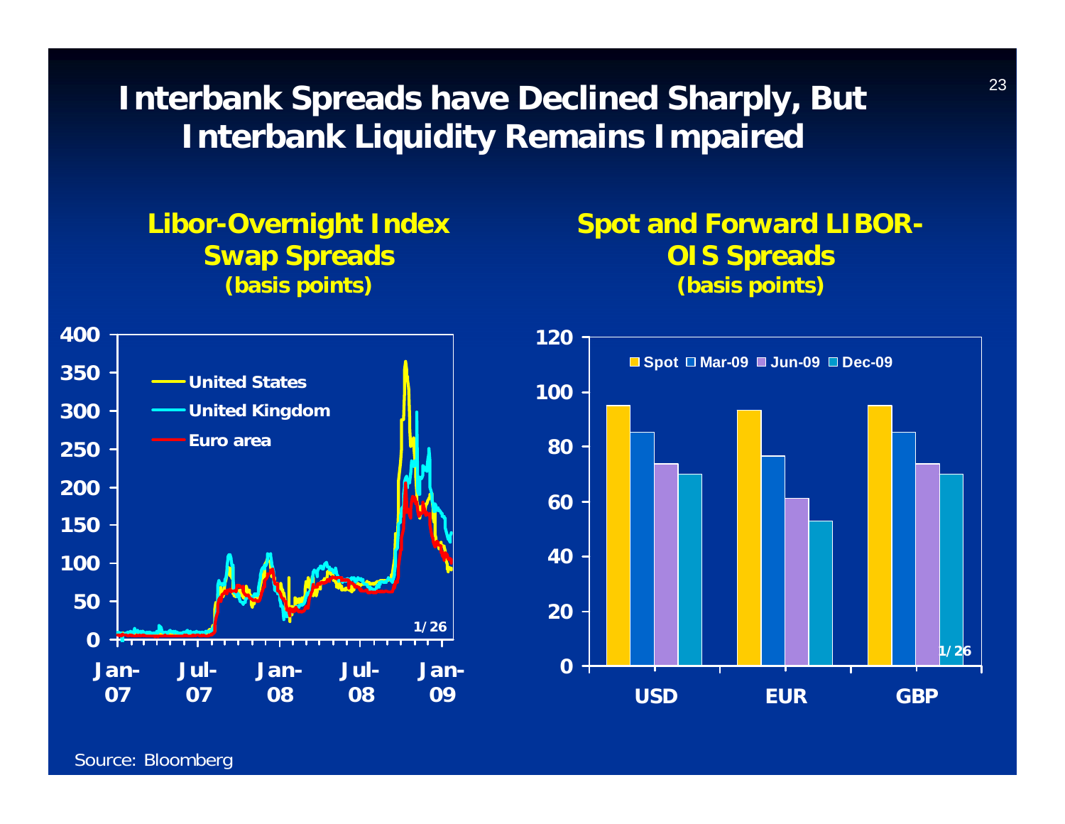# Interbank Spreads have Declined Sharply, But Interbank Liquidity Remains Impaired

**Libor-Overnight Index Swap Spreads**
**(basis points)**

**Spot and Forward LIBOR-OIS Spreads**
**(basis points)**

Source: Bloomberg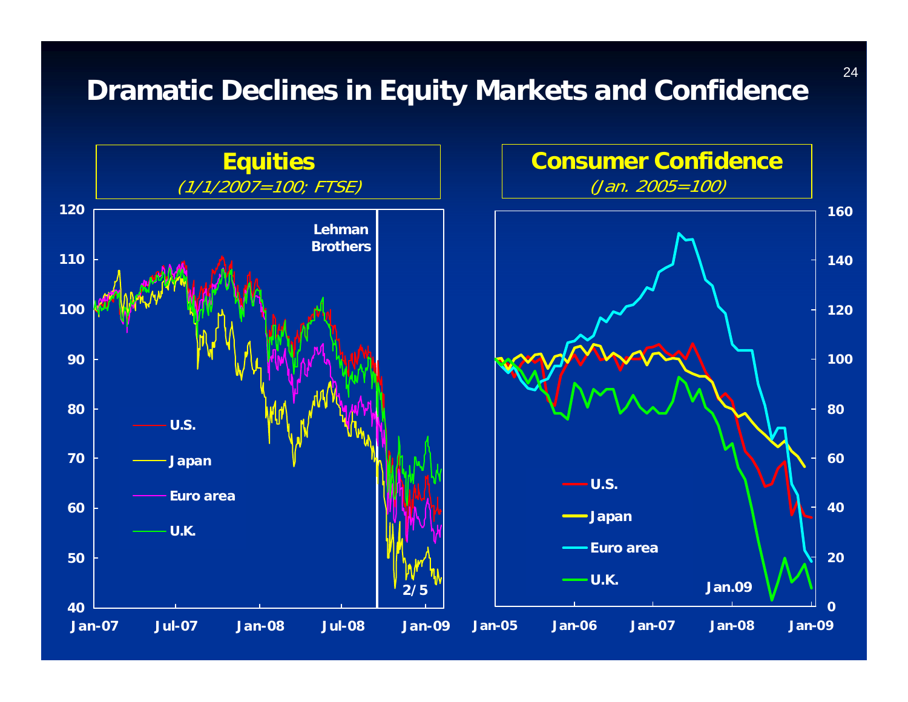# Dramatic Declines in Equity Markets and Confidence

## Equities
*(1/1/2007=100; FTSE)*

Lehman Brothers

- U.S.
- Japan
- Euro area
- U.K.

2/5

Jan-07, Jul-07, Jan-08, Jul-08, Jan-09

## Consumer Confidence
*(Jan. 2005=100)*

- U.S.
- Japan
- Euro area
- U.K.

Jan.09

Jan-05, Jan-06, Jan-07, Jan-08, Jan-09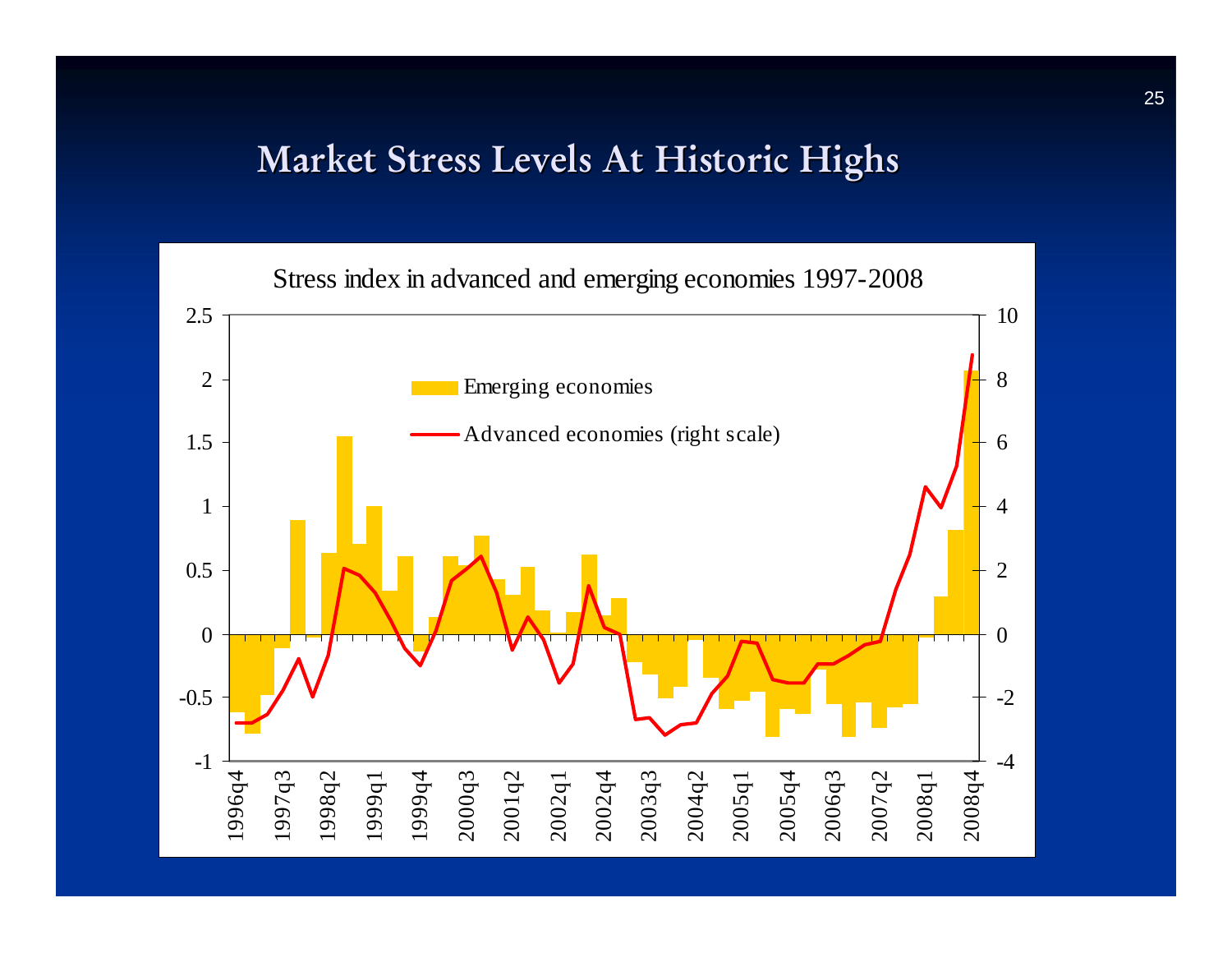# Market Stress Levels At Historic Highs

Stress index in advanced and emerging economies 1997-2008

Emerging economies

Advanced economies (right scale)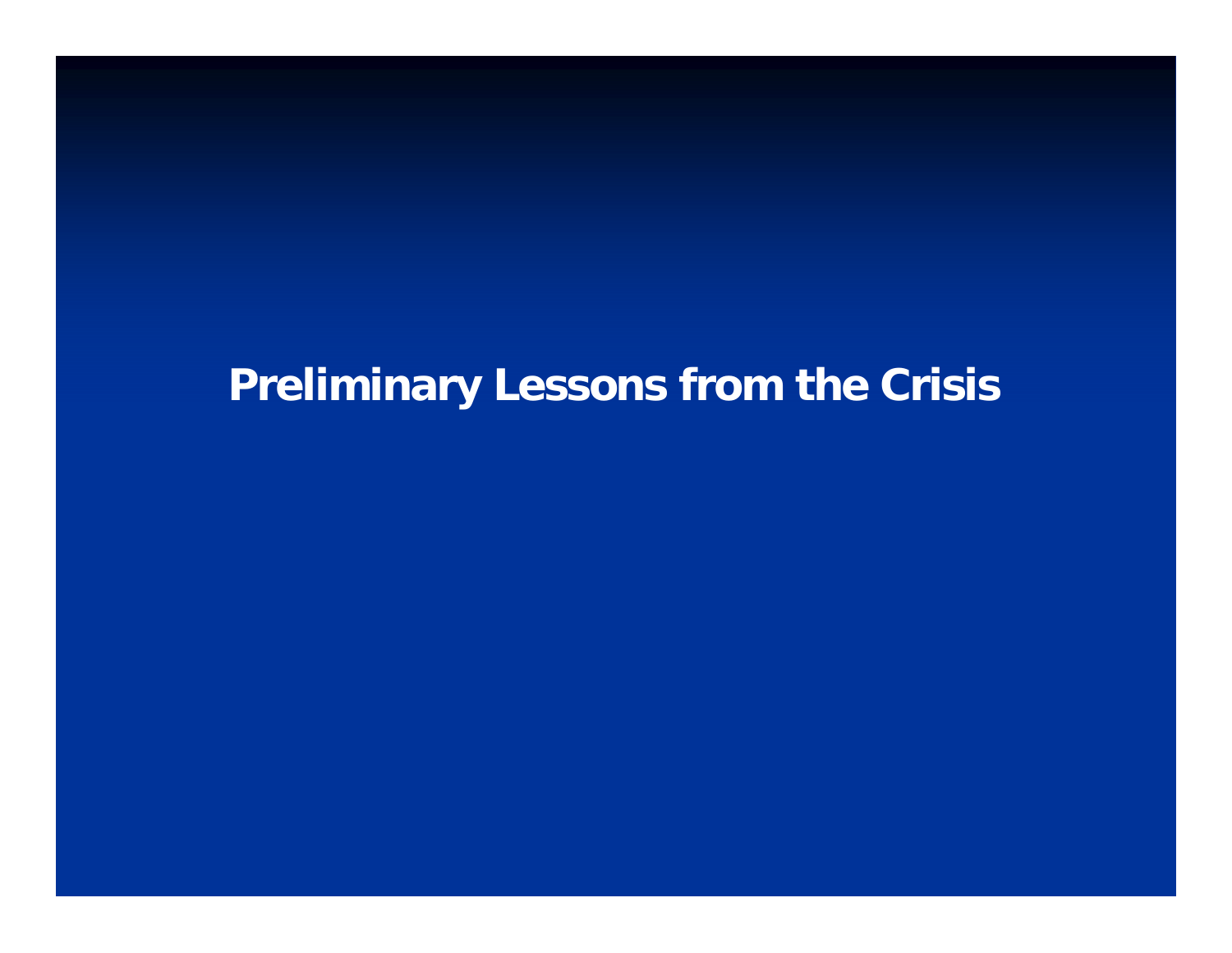# Preliminary Lessons from the Crisis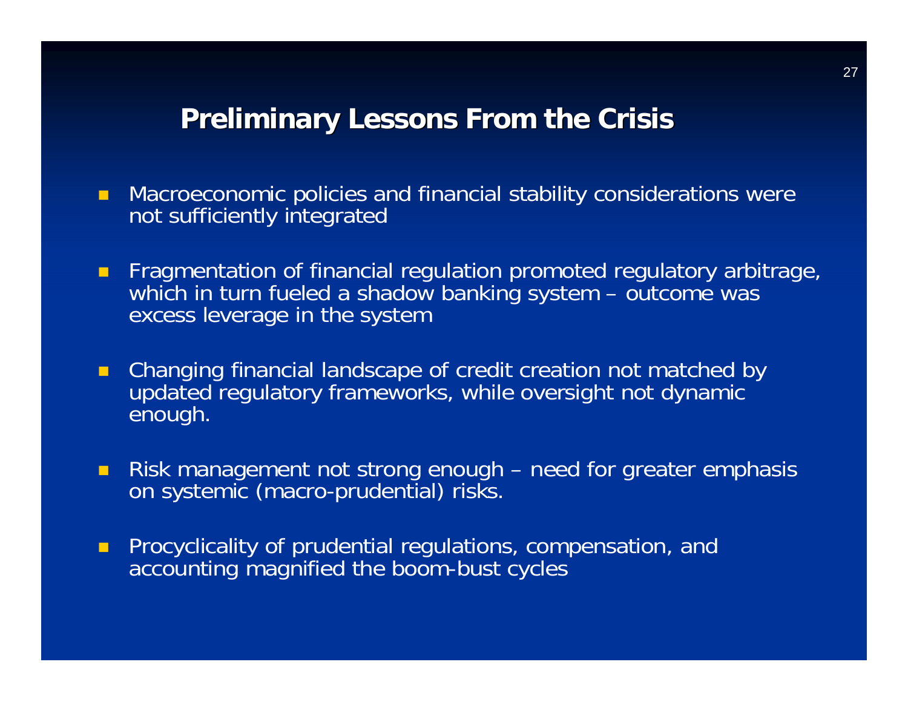# Preliminary Lessons From the Crisis

- Macroeconomic policies and financial stability considerations were not sufficiently integrated

- Fragmentation of financial regulation promoted regulatory arbitrage, which in turn fueled a shadow banking system – outcome was excess leverage in the system

- Changing financial landscape of credit creation not matched by updated regulatory frameworks, while oversight not dynamic enough.

- Risk management not strong enough – need for greater emphasis on systemic (macro-prudential) risks.

- Procyclicality of prudential regulations, compensation, and accounting magnified the boom-bust cycles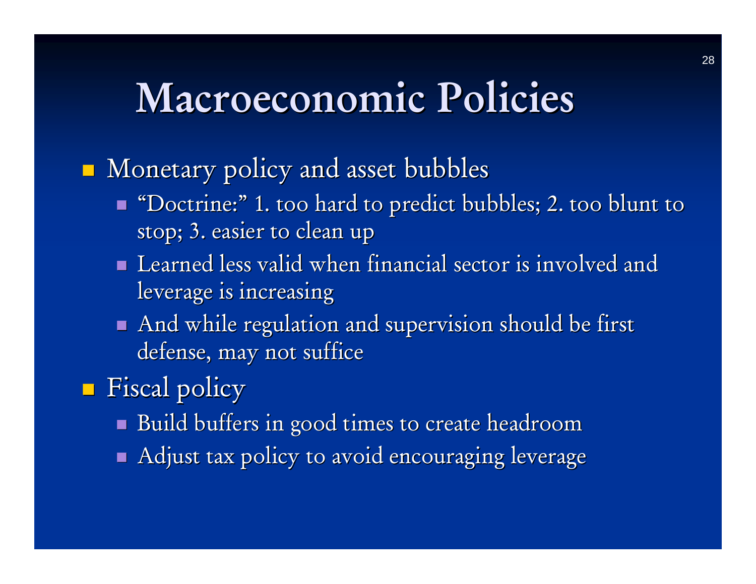# Macroeconomic Policies

- Monetary policy and asset bubbles
  - "Doctrine:" 1. too hard to predict bubbles; 2. too blunt to stop; 3. easier to clean up
  - Learned less valid when financial sector is involved and leverage is increasing
  - And while regulation and supervision should be first defense, may not suffice
- Fiscal policy
  - Build buffers in good times to create headroom
  - Adjust tax policy to avoid encouraging leverage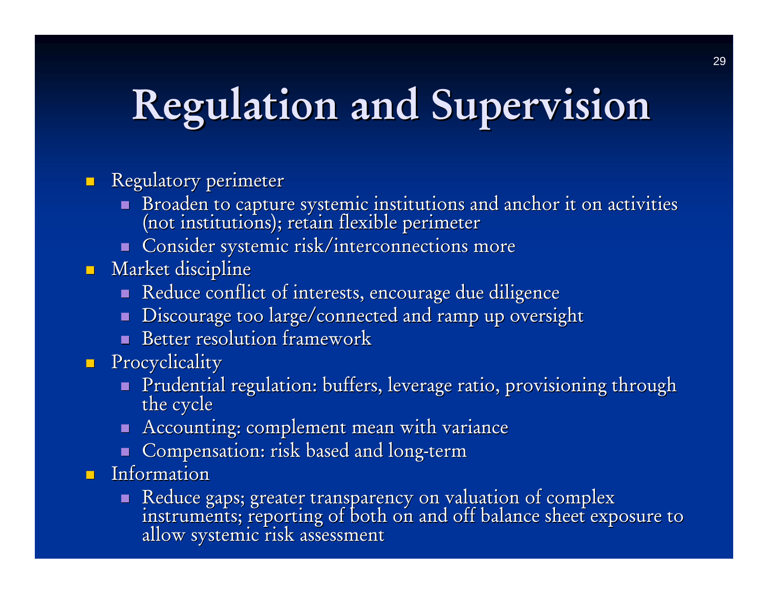# Regulation and Supervision

- Regulatory perimeter
  - Broaden to capture systemic institutions and anchor it on activities (not institutions); retain flexible perimeter
  - Consider systemic risk/interconnections more
- Market discipline
  - Reduce conflict of interests, encourage due diligence
  - Discourage too large/connected and ramp up oversight
  - Better resolution framework
- Procyclicality
  - Prudential regulation: buffers, leverage ratio, provisioning through the cycle
  - Accounting: complement mean with variance
  - Compensation: risk based and long-term
- Information
  - Reduce gaps; greater transparency on valuation of complex instruments; reporting of both on and off balance sheet exposure to allow systemic risk assessment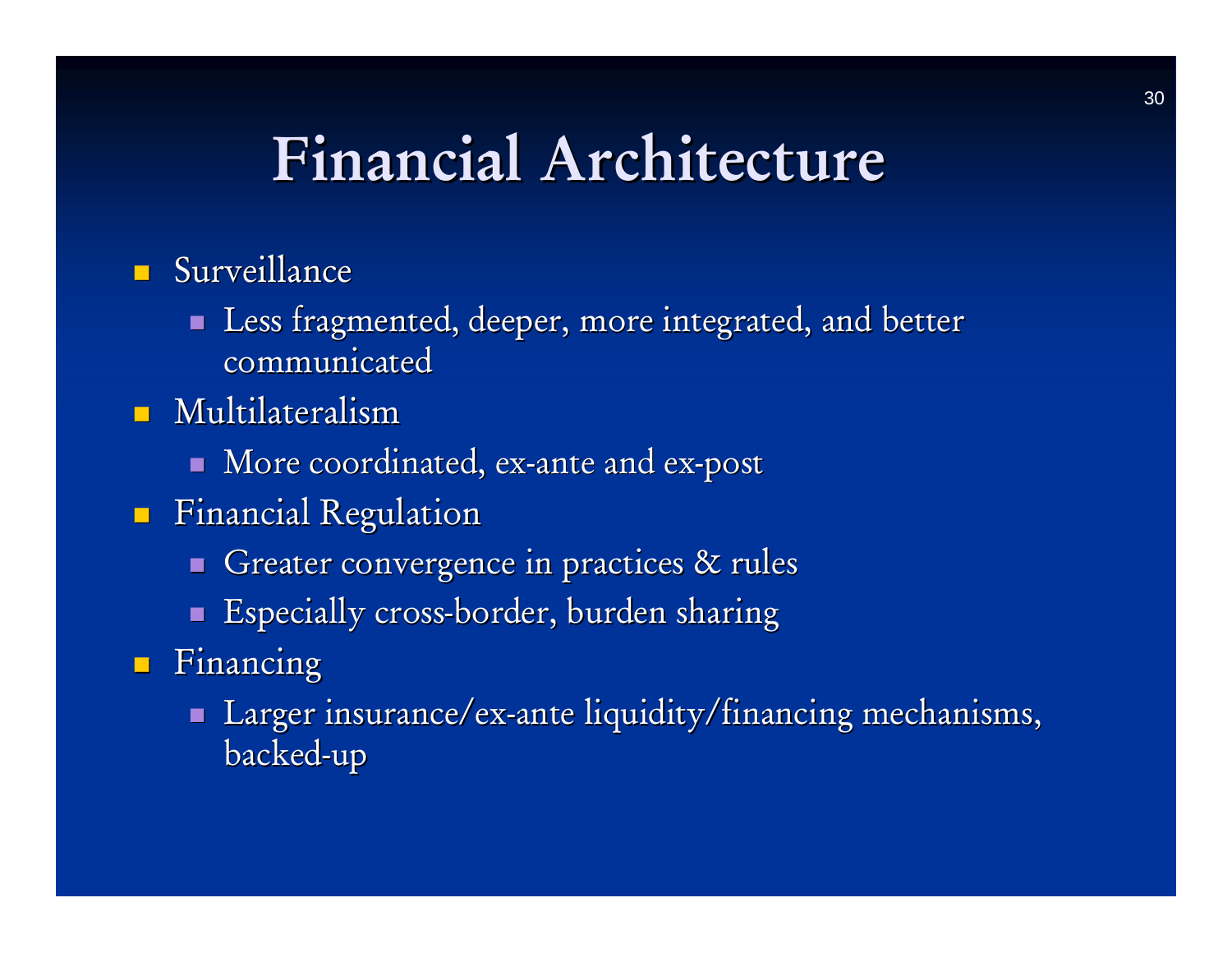# Financial Architecture

- Surveillance
  - Less fragmented, deeper, more integrated, and better communicated
- Multilateralism
  - More coordinated, ex-ante and ex-post
- Financial Regulation
  - Greater convergence in practices & rules
  - Especially cross-border, burden sharing
- Financing
  - Larger insurance/ex-ante liquidity/financing mechanisms, backed-up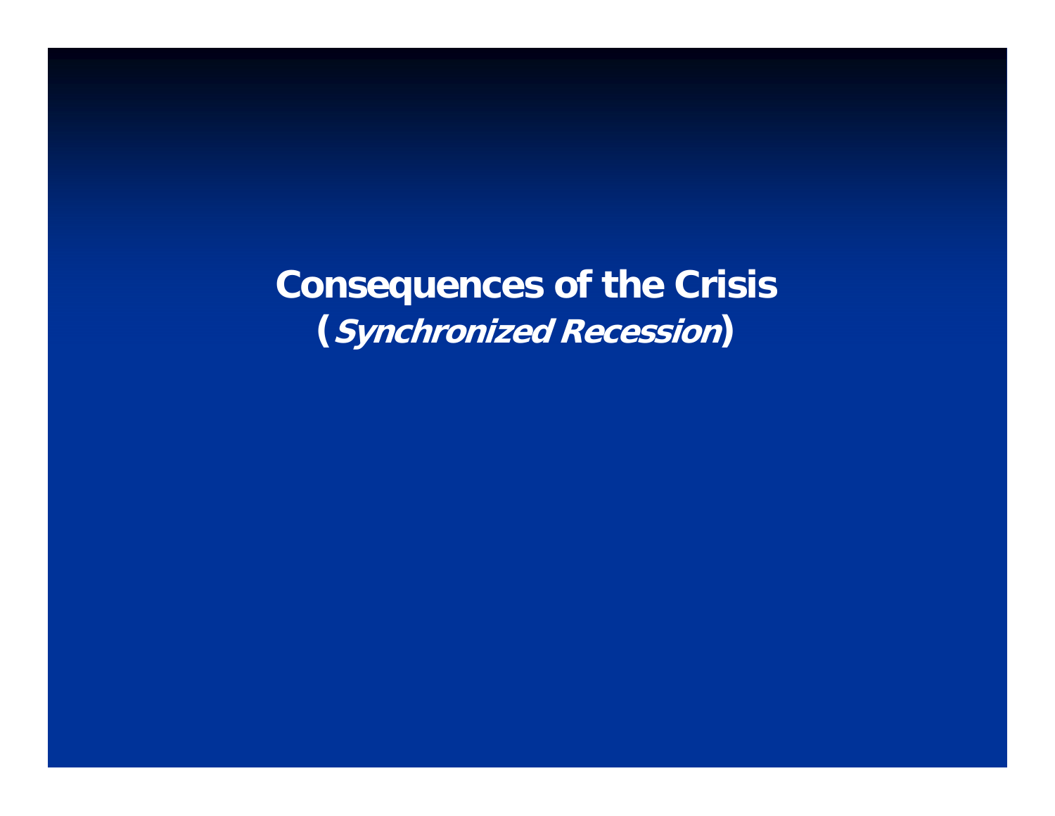# Consequences of the Crisis
## (*Synchronized Recession*)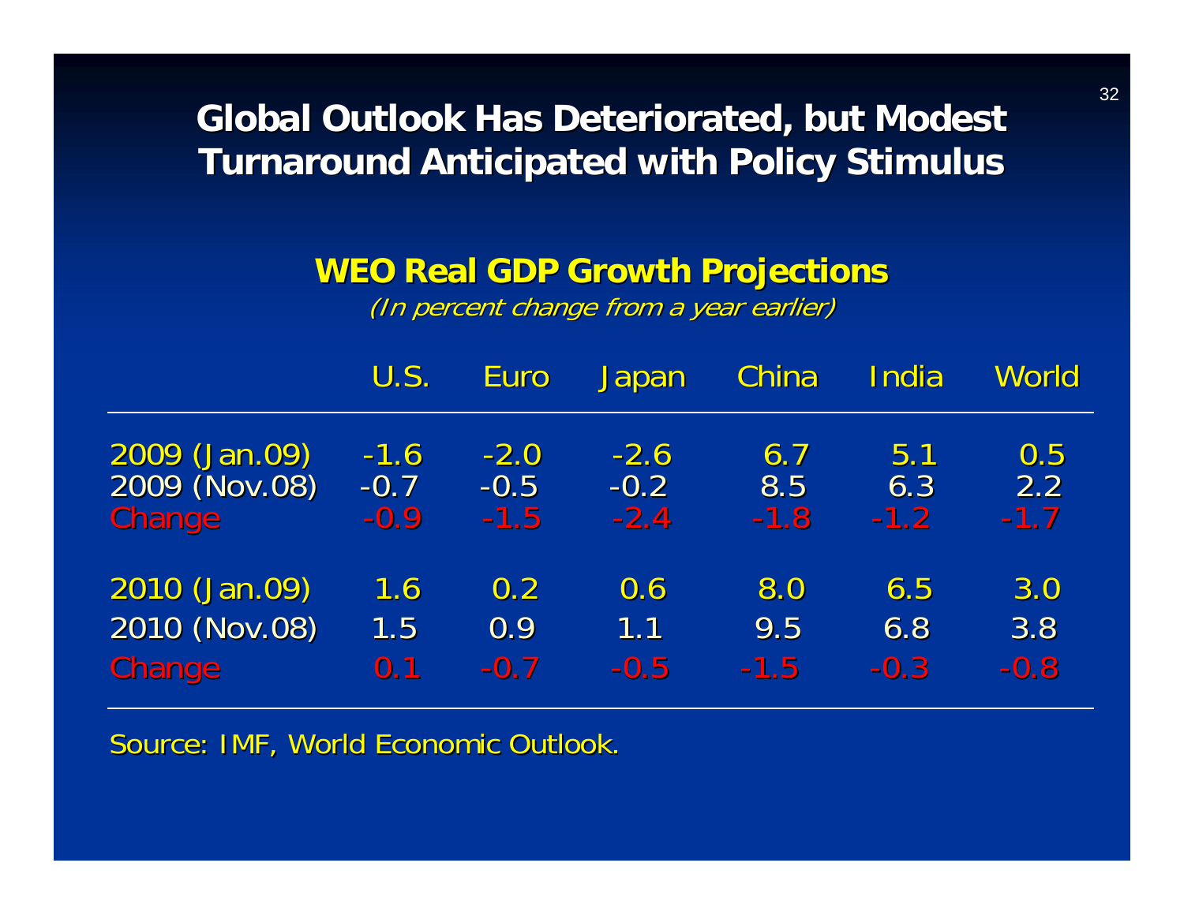# Global Outlook Has Deteriorated, but Modest Turnaround Anticipated with Policy Stimulus

## WEO Real GDP Growth Projections

*(In percent change from a year earlier)*

| | U.S. | Euro | Japan | China | India | World |
|---|---|---|---|---|---|---|
| 2009 (Jan.09) | -1.6 | -2.0 | -2.6 | 6.7 | 5.1 | 0.5 |
| 2009 (Nov.08) | -0.7 | -0.5 | -0.2 | 8.5 | 6.3 | 2.2 |
| Change | -0.9 | -1.5 | -2.4 | -1.8 | -1.2 | -1.7 |
| 2010 (Jan.09) | 1.6 | 0.2 | 0.6 | 8.0 | 6.5 | 3.0 |
| 2010 (Nov.08) | 1.5 | 0.9 | 1.1 | 9.5 | 6.8 | 3.8 |
| Change | 0.1 | -0.7 | -0.5 | -1.5 | -0.3 | -0.8 |

Source: IMF, World Economic Outlook.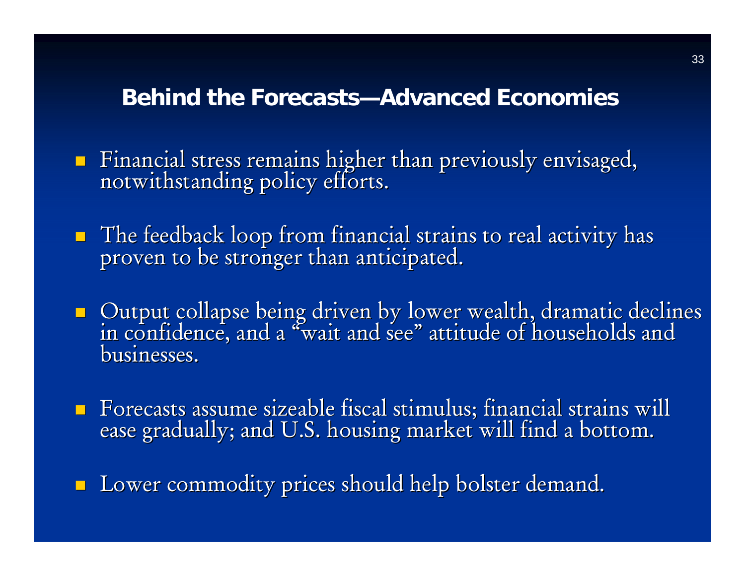## Behind the Forecasts—Advanced Economies

- Financial stress remains higher than previously envisaged, notwithstanding policy efforts.
- The feedback loop from financial strains to real activity has proven to be stronger than anticipated.
- Output collapse being driven by lower wealth, dramatic declines in confidence, and a "wait and see" attitude of households and businesses.
- Forecasts assume sizeable fiscal stimulus; financial strains will ease gradually; and U.S. housing market will find a bottom.
- Lower commodity prices should help bolster demand.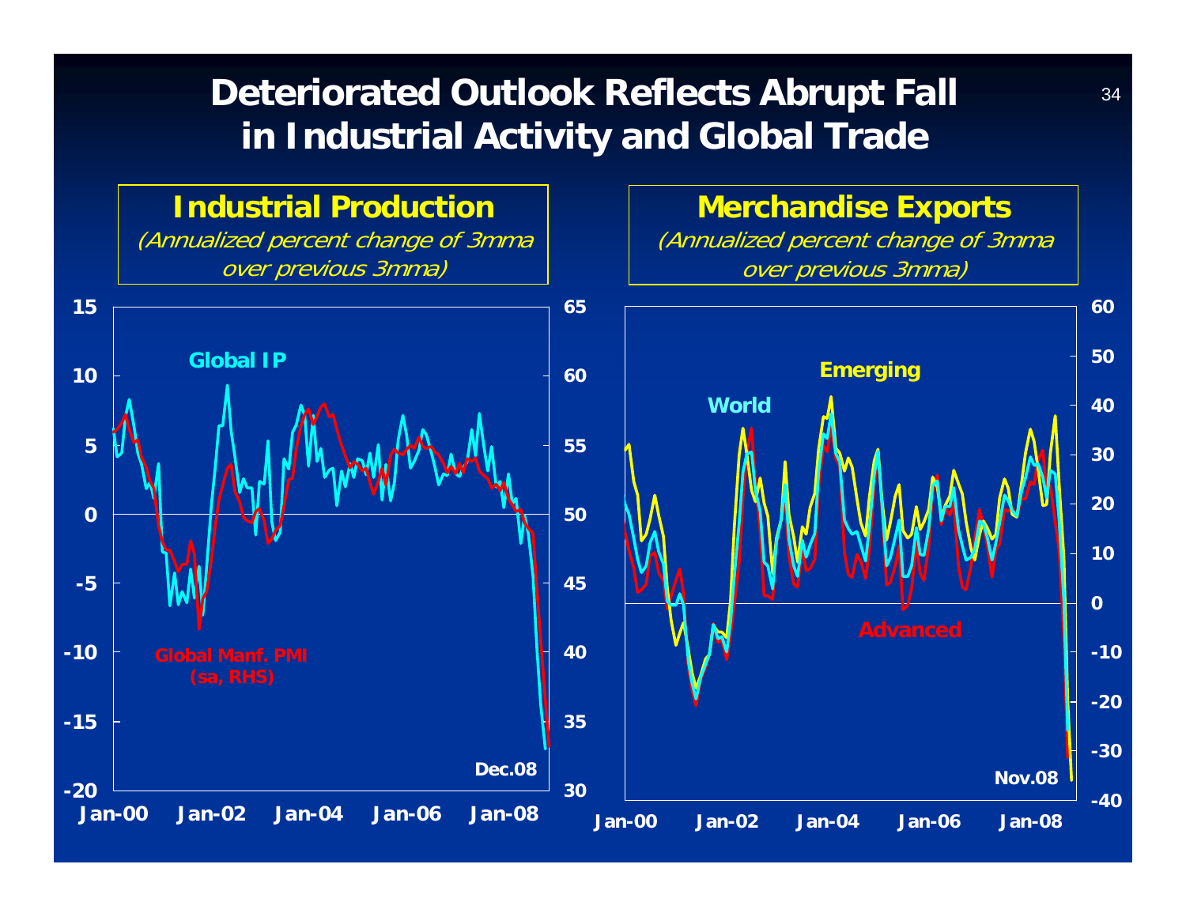# Deteriorated Outlook Reflects Abrupt Fall in Industrial Activity and Global Trade

## Industrial Production

*(Annualized percent change of 3mma over previous 3mma)*

Global IP

Global Manf. PMI (sa, RHS)

Dec.08

Left axis: 15, 10, 5, 0, -5, -10, -15, -20

Right axis: 65, 60, 55, 50, 45, 40, 35, 30

Jan-00 | Jan-02 | Jan-04 | Jan-06 | Jan-08

## Merchandise Exports

*(Annualized percent change of 3mma over previous 3mma)*

Emerging

World

Advanced

Nov.08

Right axis: 60, 50, 40, 30, 20, 10, 0, -10, -20, -30, -40

Jan-00 | Jan-02 | Jan-04 | Jan-06 | Jan-08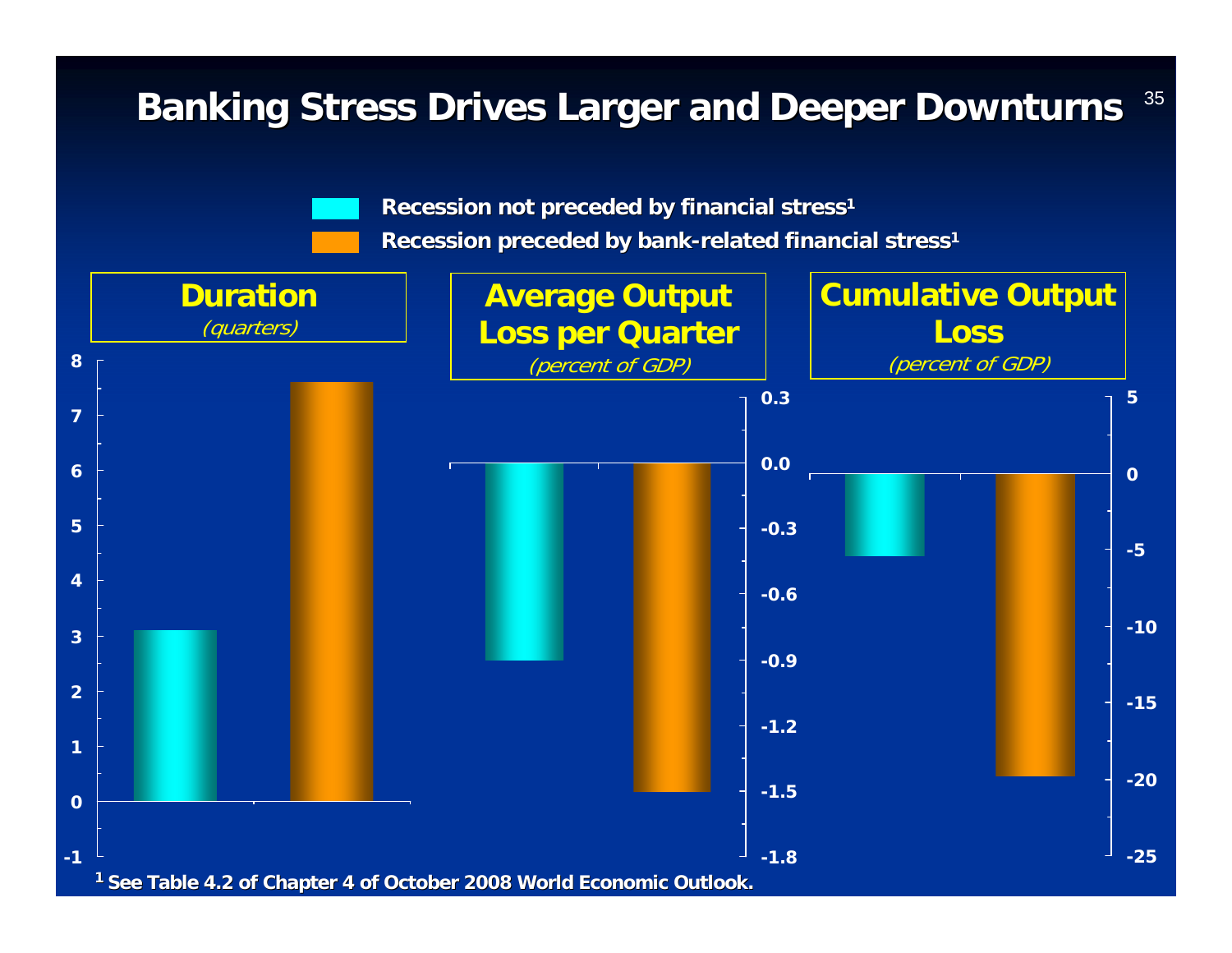# Banking Stress Drives Larger and Deeper Downturns

- Recession not preceded by financial stress[1]
- Recession preceded by bank-related financial stress[1]

**Duration**
*(quarters)*

**Average Output Loss per Quarter**
*(percent of GDP)*

**Cumulative Output Loss**
*(percent of GDP)*

[1] See Table 4.2 of Chapter 4 of October 2008 World Economic Outlook.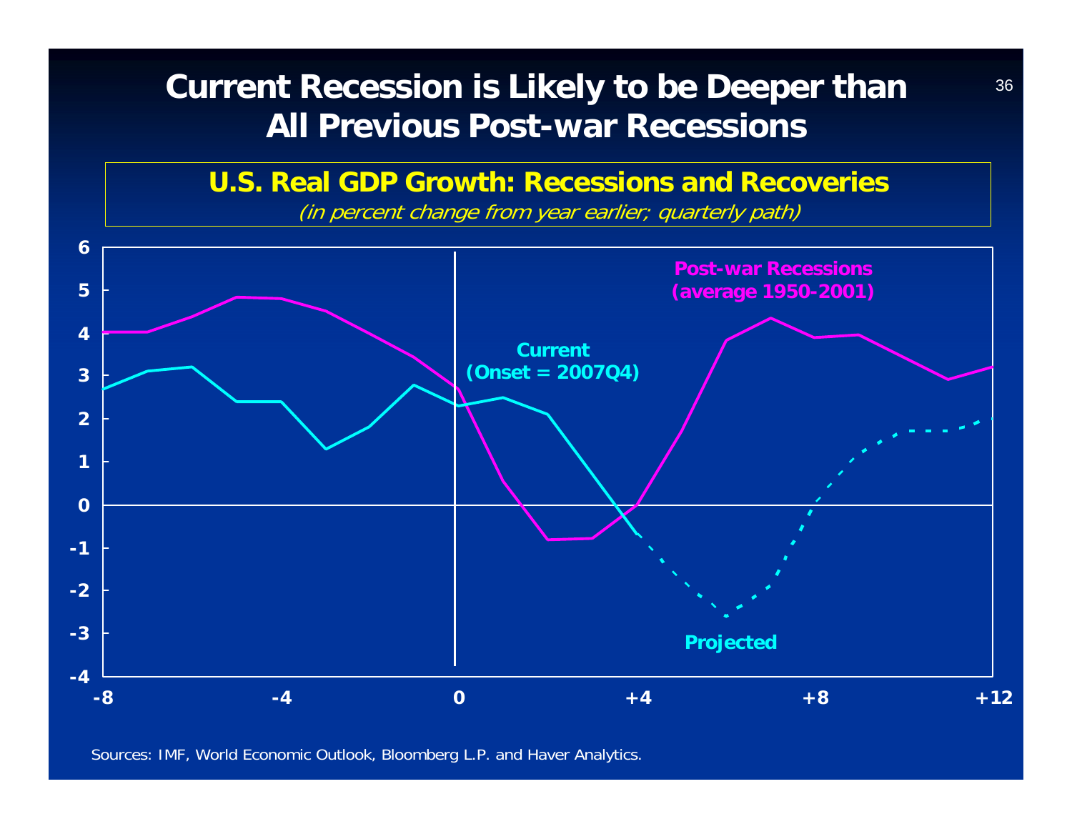# Current Recession is Likely to be Deeper than All Previous Post-war Recessions

## U.S. Real GDP Growth: Recessions and Recoveries

*(in percent change from year earlier; quarterly path)*

Post-war Recessions (average 1950-2001)

Current (Onset = 2007Q4)

Projected

Sources: IMF, World Economic Outlook, Bloomberg L.P. and Haver Analytics.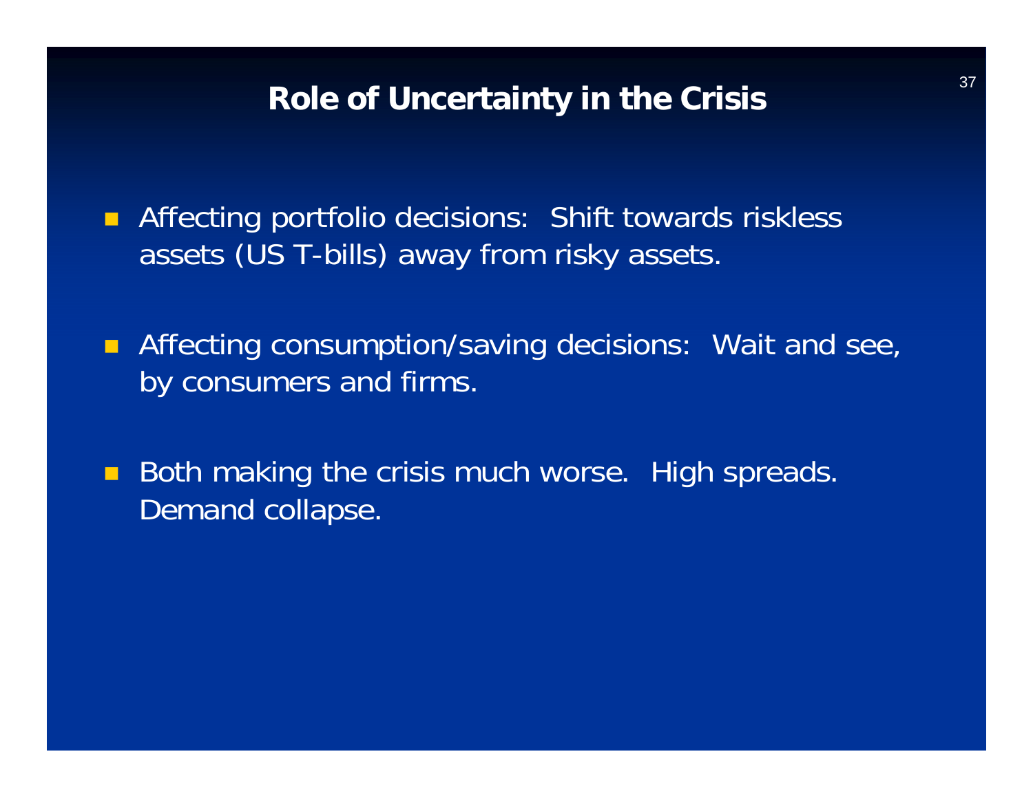# Role of Uncertainty in the Crisis

- Affecting portfolio decisions: Shift towards riskless assets (US T-bills) away from risky assets.
- Affecting consumption/saving decisions: Wait and see, by consumers and firms.
- Both making the crisis much worse. High spreads. Demand collapse.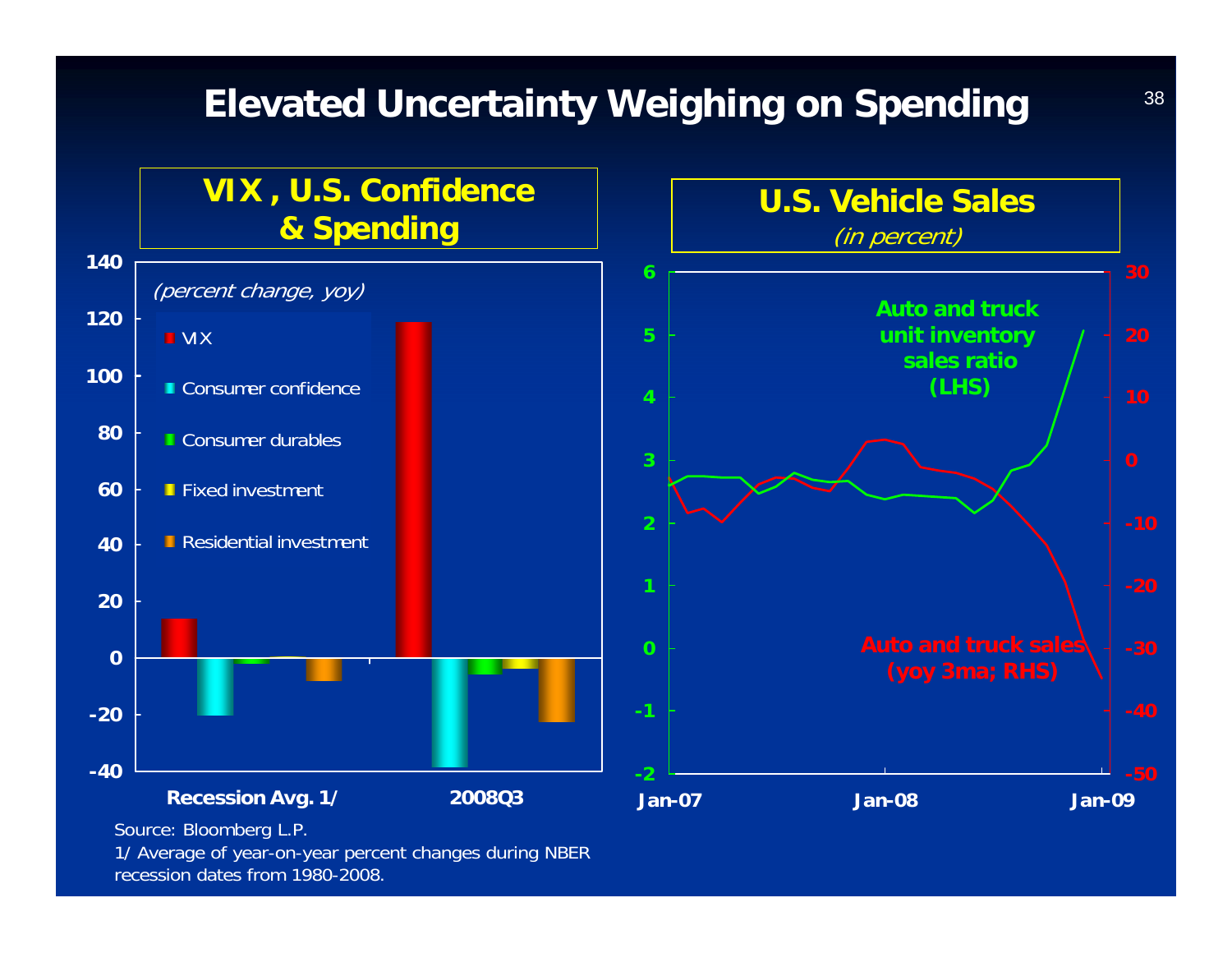# Elevated Uncertainty Weighing on Spending

## VIX , U.S. Confidence & Spending

*(percent change, yoy)*

- VIX
- Consumer confidence
- Consumer durables
- Fixed investment
- Residential investment

Recession Avg. 1/ | 2008Q3

Source: Bloomberg L.P.

1/ Average of year-on-year percent changes during NBER recession dates from 1980-2008.

## U.S. Vehicle Sales

*(in percent)*

Auto and truck unit inventory sales ratio (LHS)

Auto and truck sales (yoy 3ma; RHS)

Jan-07 | Jan-08 | Jan-09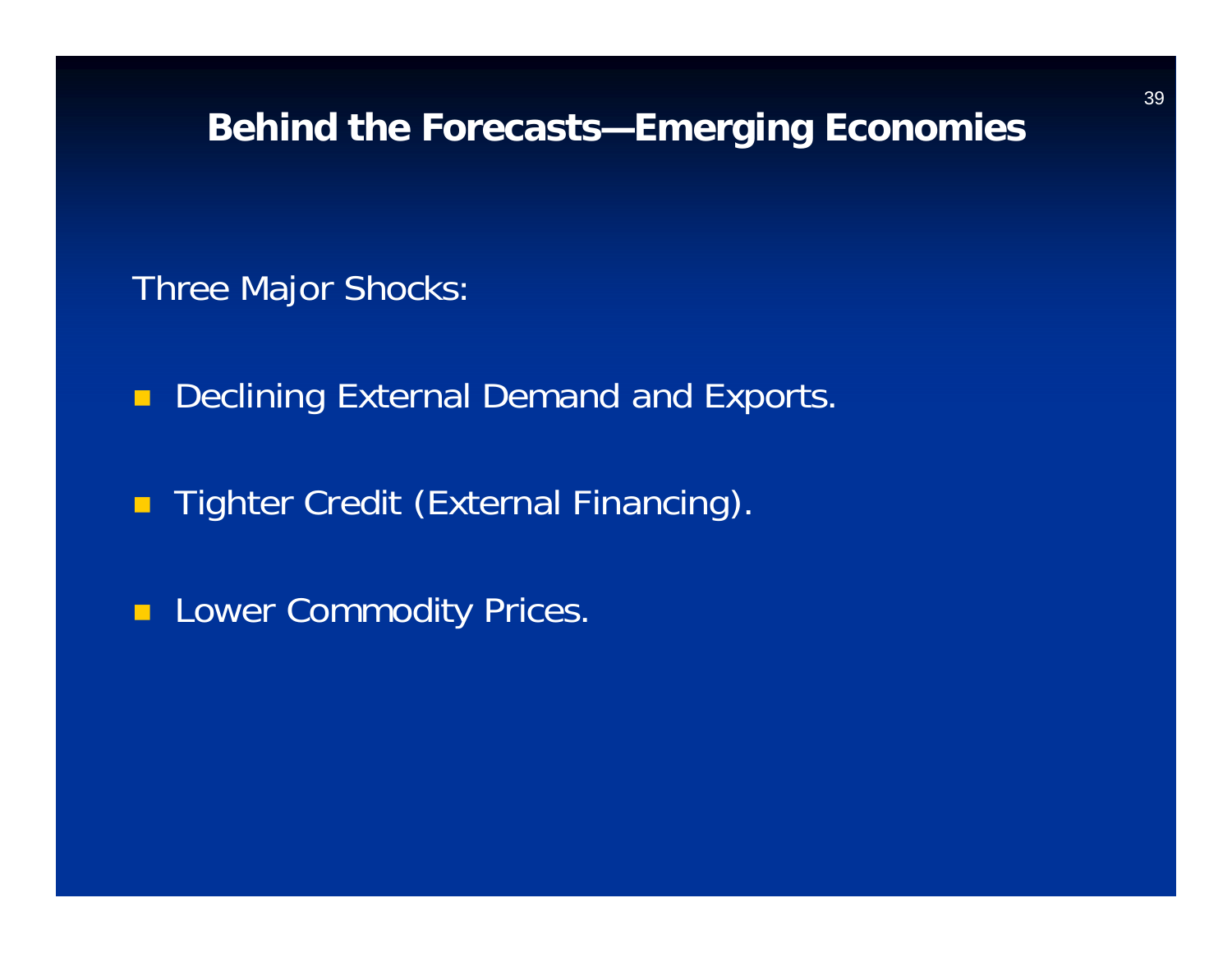# Behind the Forecasts—Emerging Economies

Three Major Shocks:

- Declining External Demand and Exports.
- Tighter Credit (External Financing).
- Lower Commodity Prices.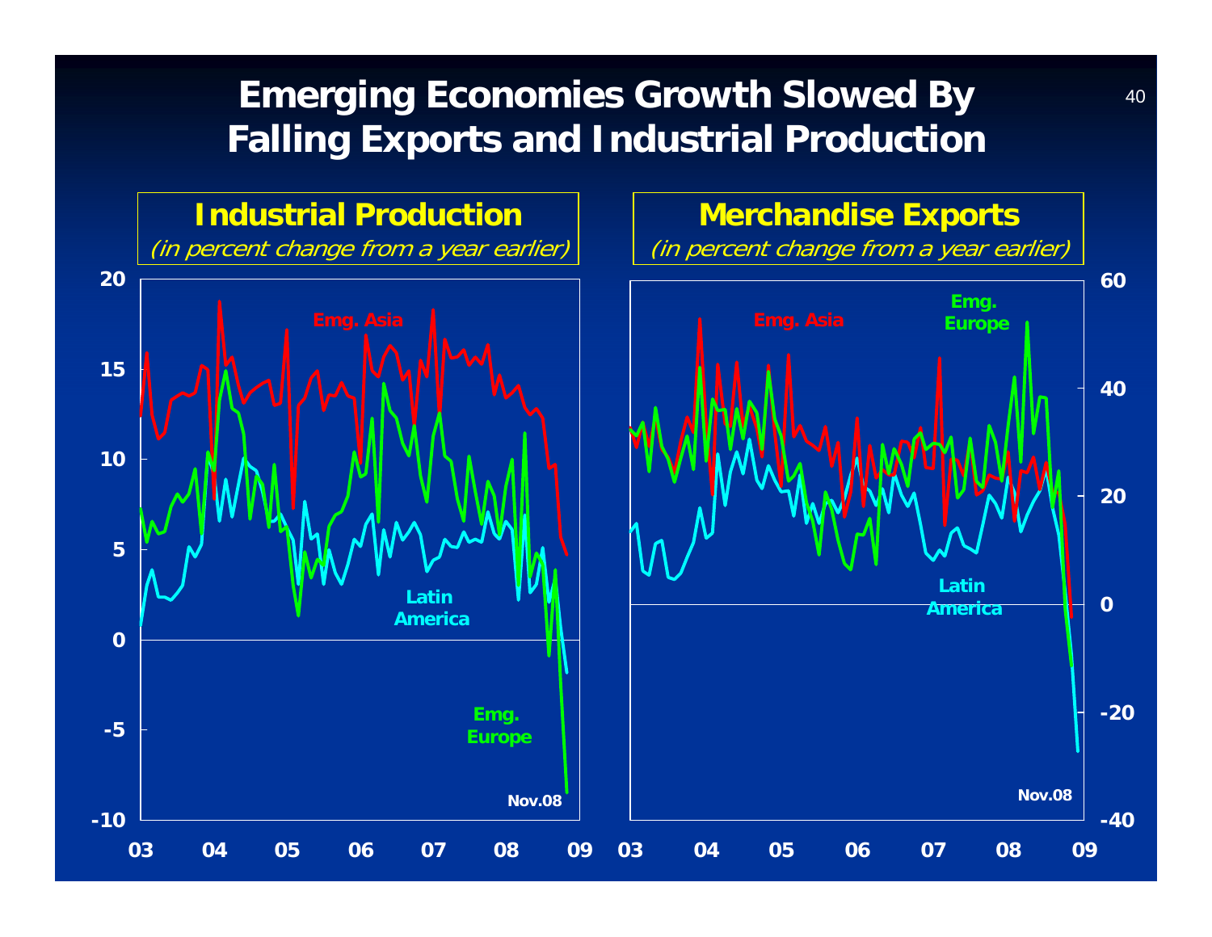# Emerging Economies Growth Slowed By Falling Exports and Industrial Production

## Industrial Production

*(in percent change from a year earlier)*

Emg. Asia

Latin America

Emg. Europe

Nov.08

## Merchandise Exports

*(in percent change from a year earlier)*

Emg. Asia

Emg. Europe

Latin America

Nov.08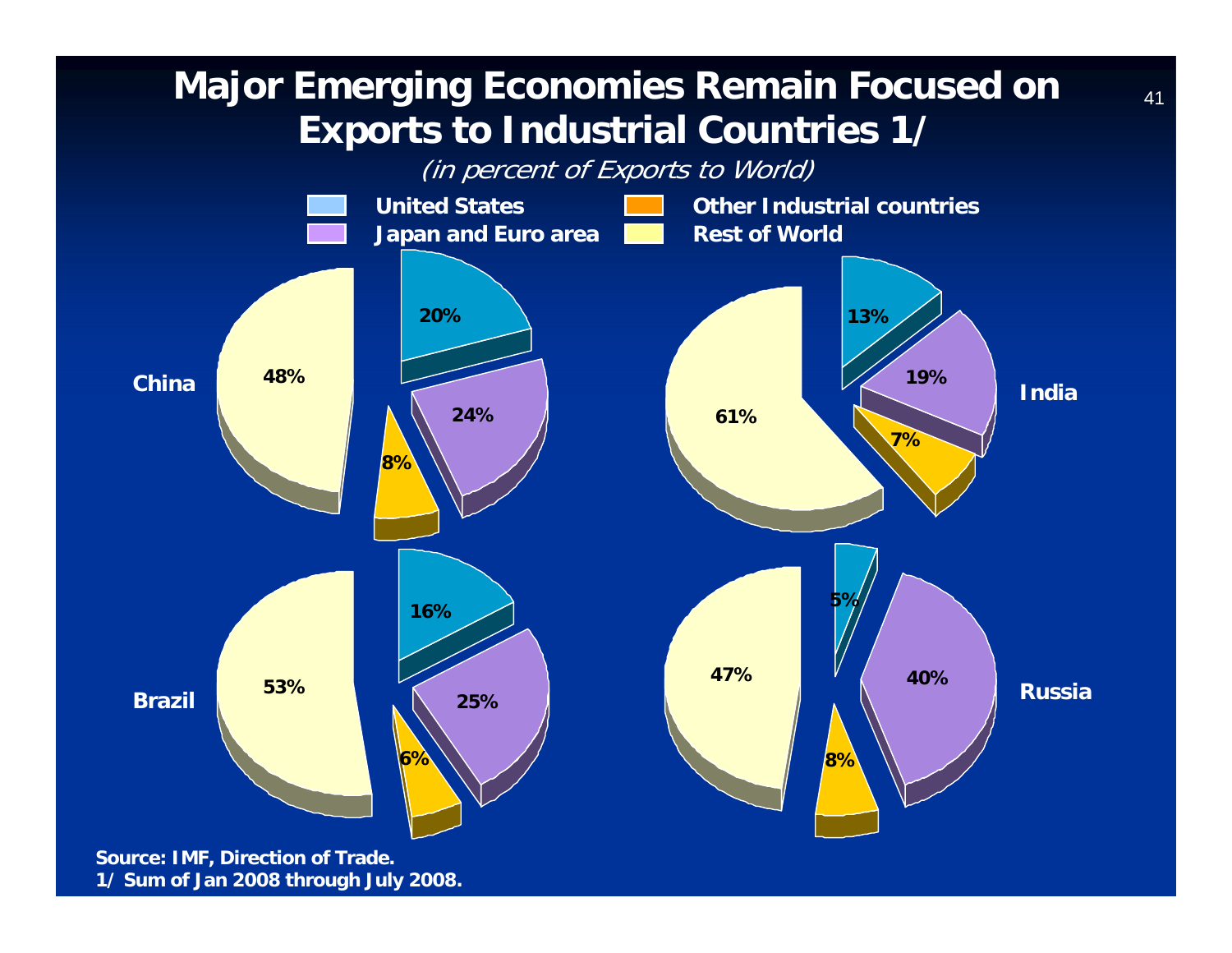# Major Emerging Economies Remain Focused on Exports to Industrial Countries 1/

*(in percent of Exports to World)*

| | United States | Japan and Euro area | Other Industrial countries | Rest of World |
|---|---|---|---|---|
| China | 20% | 24% | 8% | 48% |
| India | 13% | 19% | 7% | 61% |
| Brazil | 16% | 25% | 6% | 53% |
| Russia | 5% | 40% | 8% | 47% |

**Source: IMF, Direction of Trade.**
**1/ Sum of Jan 2008 through July 2008.**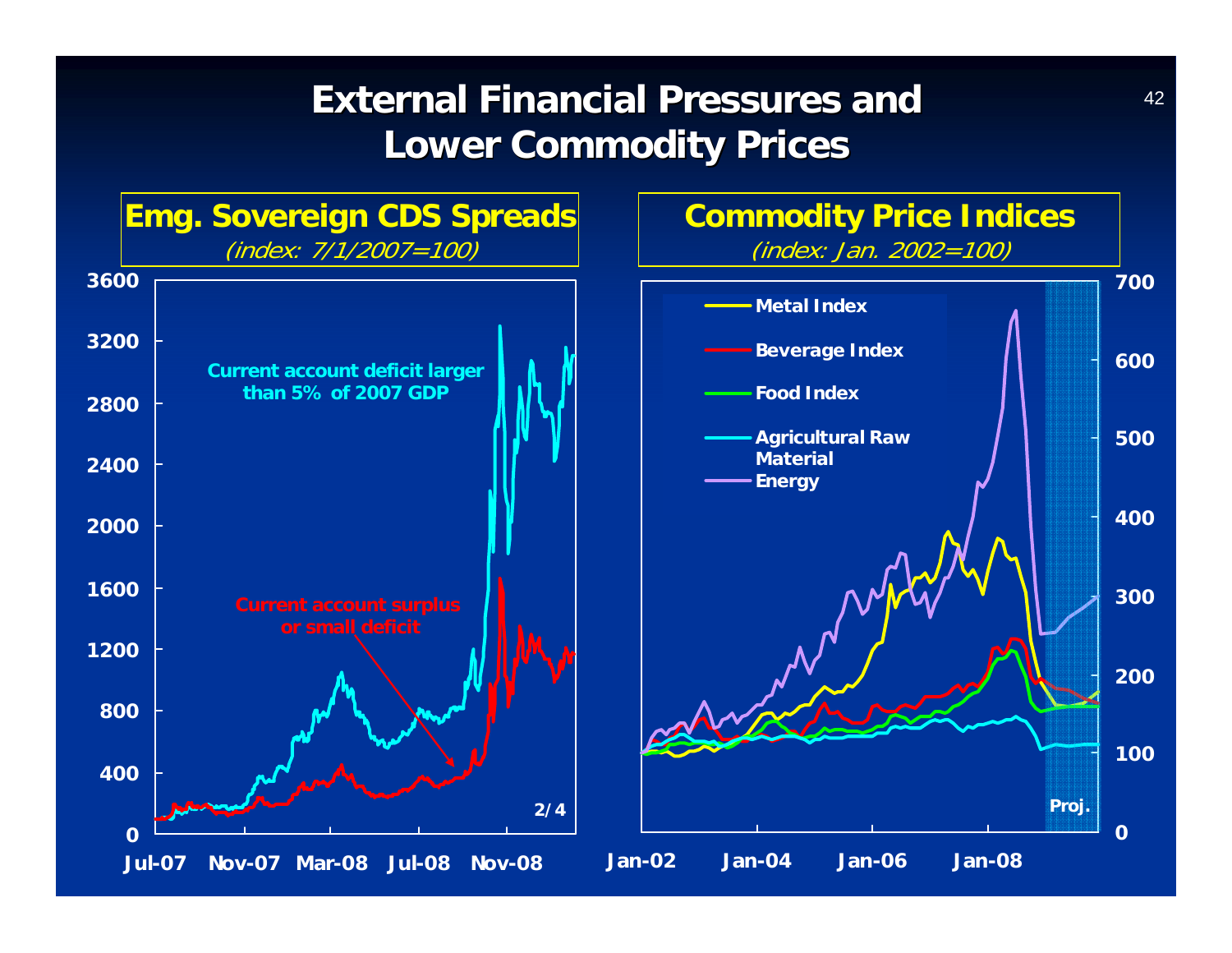# External Financial Pressures and Lower Commodity Prices

## Emg. Sovereign CDS Spreads

*(index: 7/1/2007=100)*

Current account deficit larger than 5% of 2007 GDP

Current account surplus or small deficit

2/4

## Commodity Price Indices

*(index: Jan. 2002=100)*

- Metal Index
- Beverage Index
- Food Index
- Agricultural Raw Material
- Energy

Proj.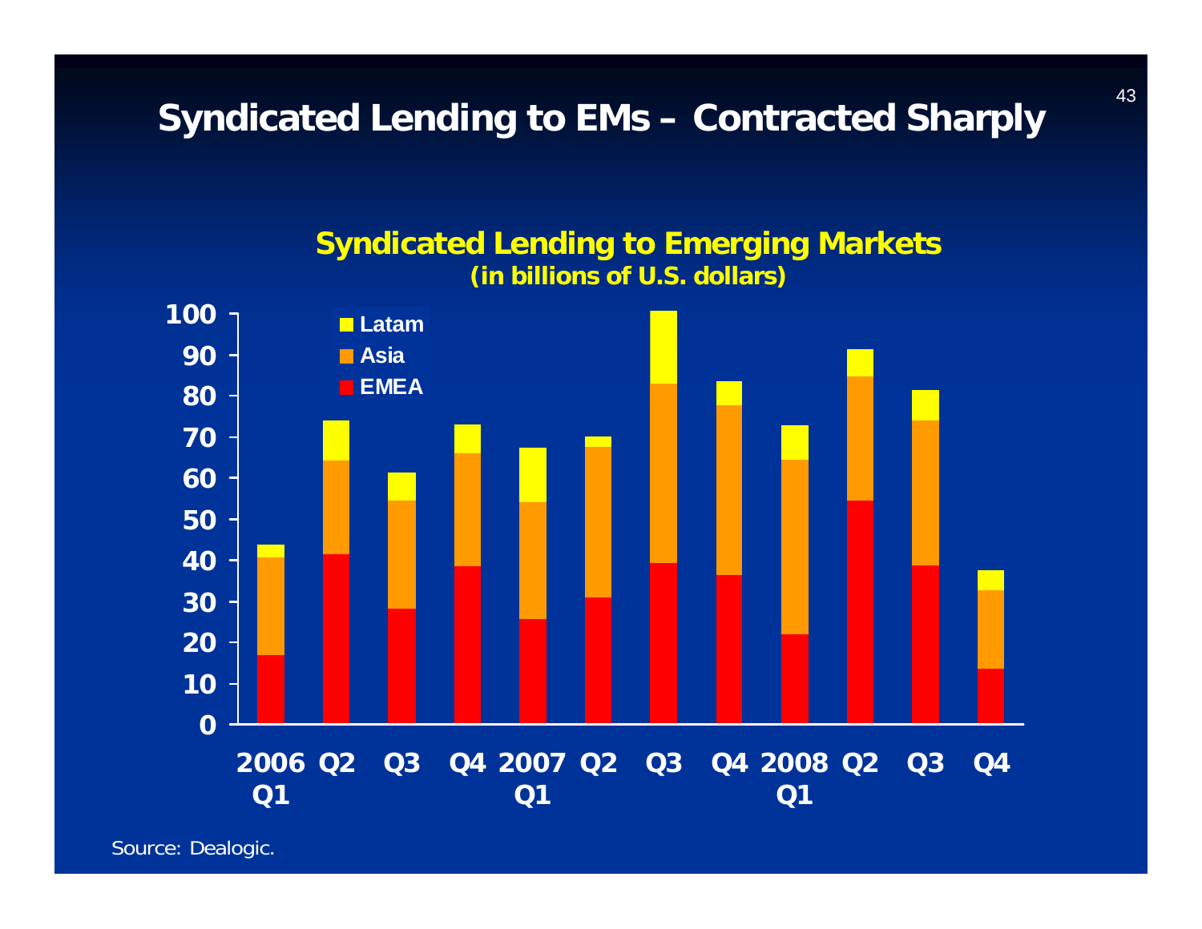# Syndicated Lending to EMs – Contracted Sharply

**Syndicated Lending to Emerging Markets**
**(in billions of U.S. dollars)**

Latam
Asia
EMEA

100, 90, 80, 70, 60, 50, 40, 30, 20, 10, 0

2006 Q1, Q2, Q3, Q4, 2007 Q1, Q2, Q3, Q4, 2008 Q1, Q2, Q3, Q4

Source: Dealogic.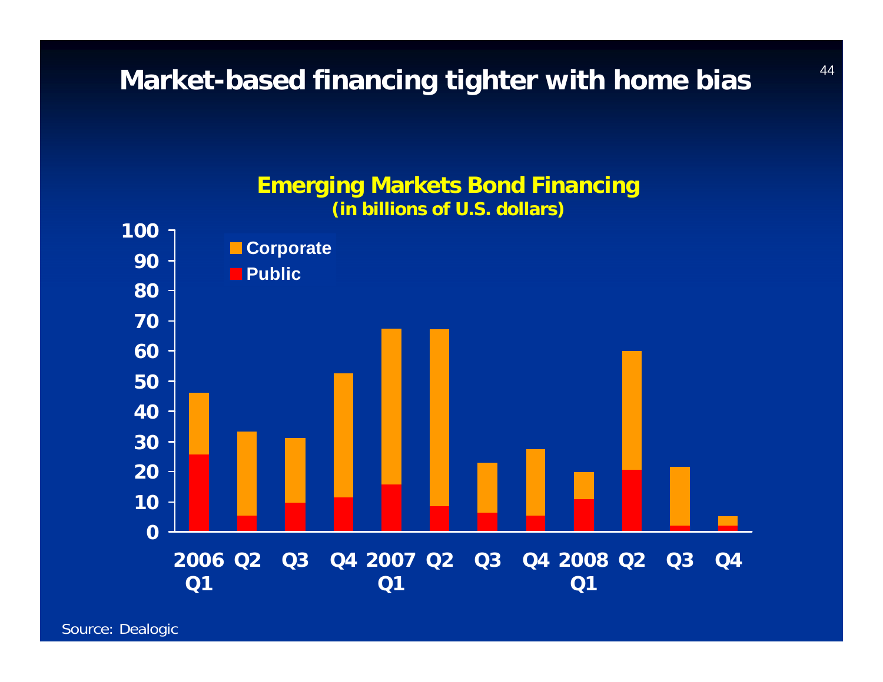# Market-based financing tighter with home bias

**Emerging Markets Bond Financing**
**(in billions of U.S. dollars)**

- Corporate
- Public

Y-axis: 0, 10, 20, 30, 40, 50, 60, 70, 80, 90, 100

X-axis: 2006 Q1, Q2, Q3, Q4, 2007 Q1, Q2, Q3, Q4, 2008 Q1, Q2, Q3, Q4

Source: Dealogic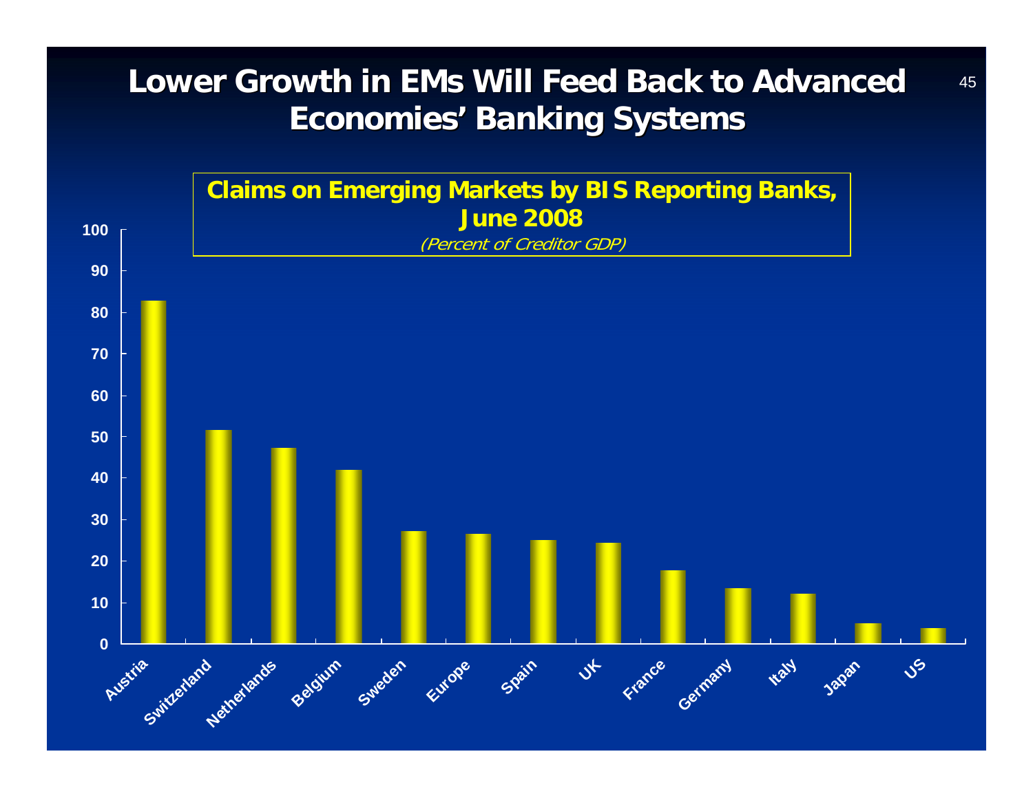# Lower Growth in EMs Will Feed Back to Advanced Economies' Banking Systems

**Claims on Emerging Markets by BIS Reporting Banks, June 2008**

*(Percent of Creditor GDP)*

| Country | Value (approx.) |
|---|---|
| Austria | 83 |
| Switzerland | 52 |
| Netherlands | 47 |
| Belgium | 42 |
| Sweden | 27 |
| Europe | 27 |
| Spain | 25 |
| UK | 24 |
| France | 18 |
| Germany | 13 |
| Italy | 12 |
| Japan | 5 |
| US | 4 |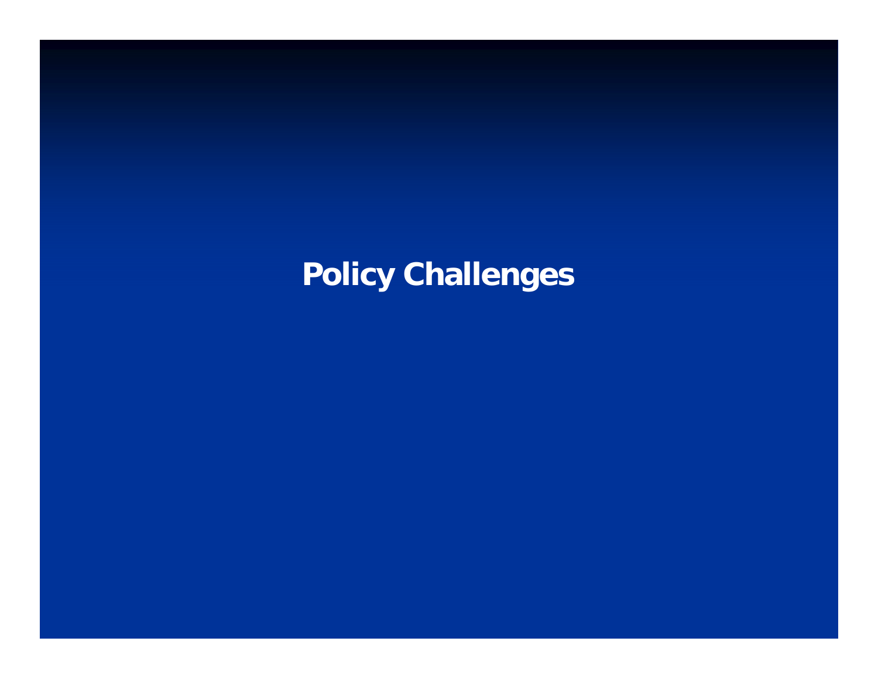# Policy Challenges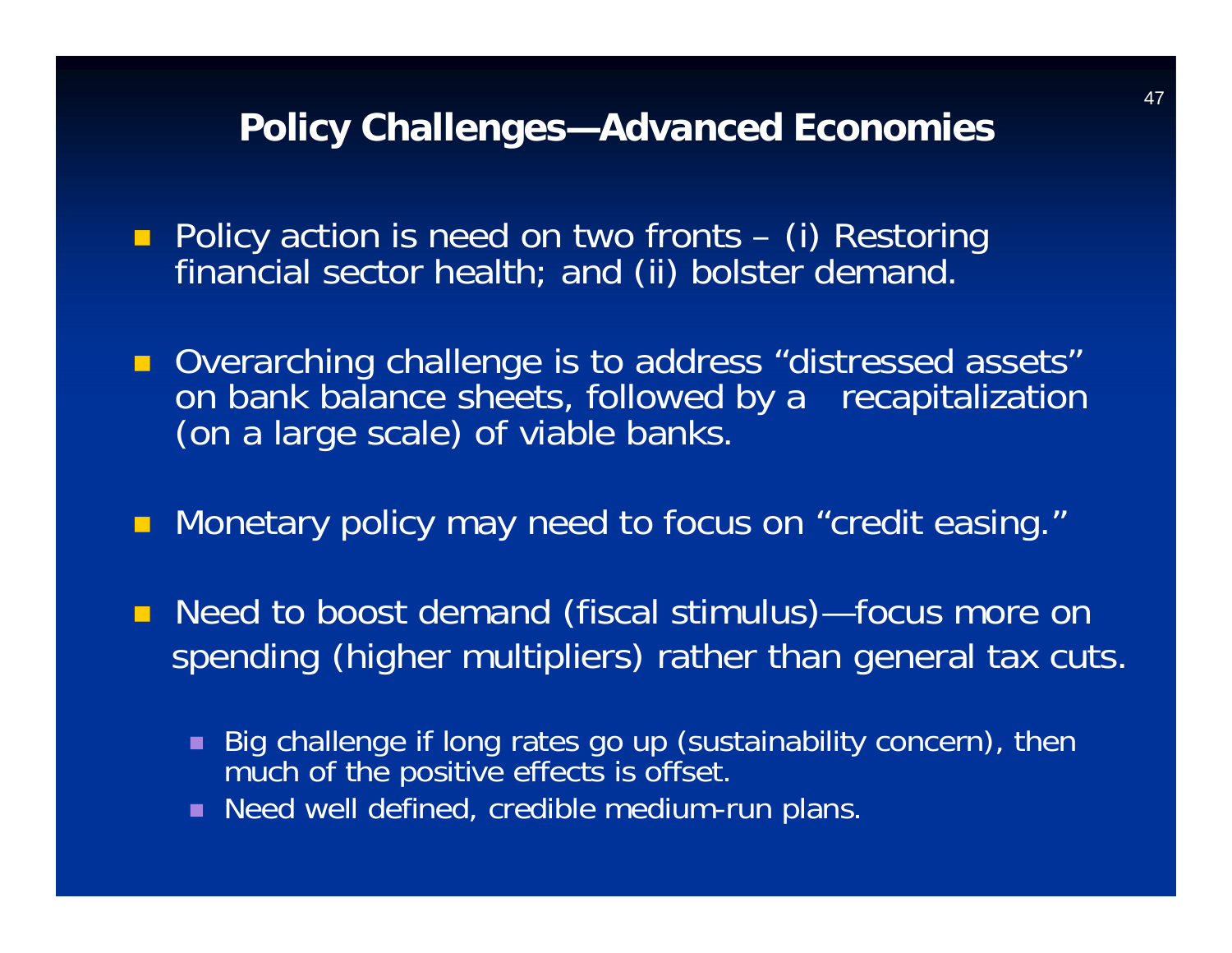## Policy Challenges—Advanced Economies

- Policy action is need on two fronts – (i) Restoring financial sector health; and (ii) bolster demand.
- Overarching challenge is to address "distressed assets" on bank balance sheets, followed by a recapitalization (on a large scale) of viable banks.
- Monetary policy may need to focus on "credit easing."
- Need to boost demand (fiscal stimulus)—focus more on spending (higher multipliers) rather than general tax cuts.
  - Big challenge if long rates go up (sustainability concern), then much of the positive effects is offset.
  - Need well defined, credible medium-run plans.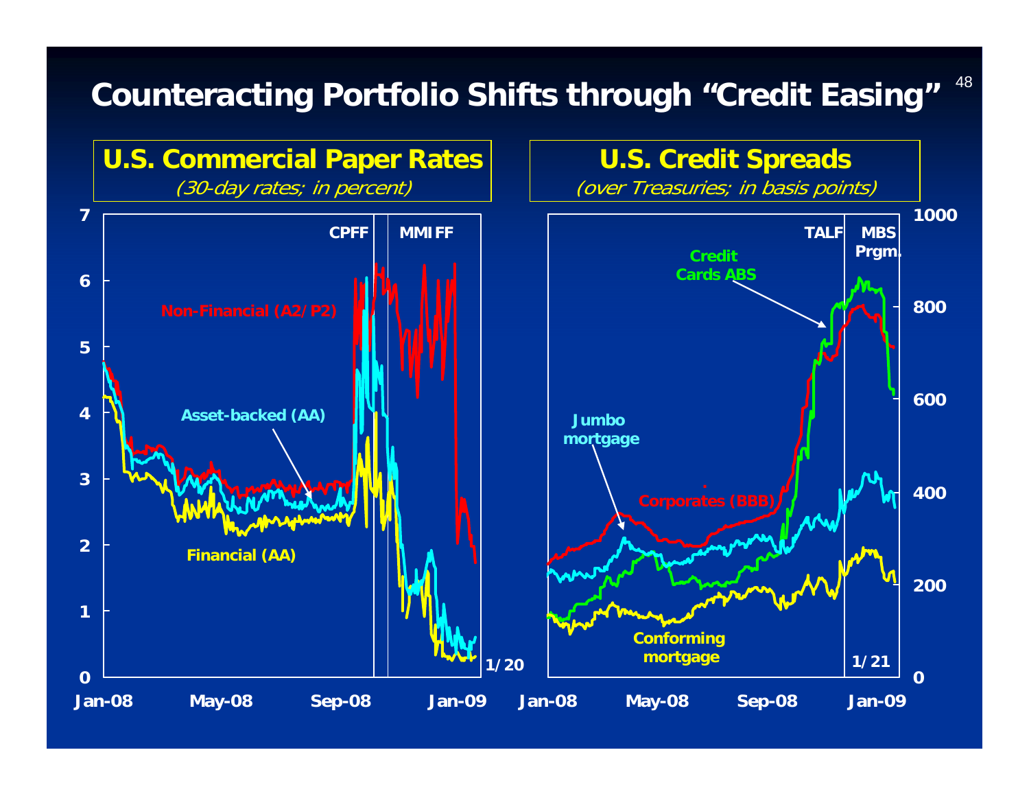# Counteracting Portfolio Shifts through "Credit Easing"

## U.S. Commercial Paper Rates

*(30-day rates; in percent)*

CPFF | MMIFF

Non-Financial (A2/P2)

Asset-backed (AA)

Financial (AA)

1/20

0, 1, 2, 3, 4, 5, 6, 7

Jan-08, May-08, Sep-08, Jan-09

## U.S. Credit Spreads

*(over Treasuries; in basis points)*

TALF | MBS Prgm.

Credit Cards ABS

Jumbo mortgage

Corporates (BBB)

Conforming mortgage

1/21

0, 200, 400, 600, 800, 1000

Jan-08, May-08, Sep-08, Jan-09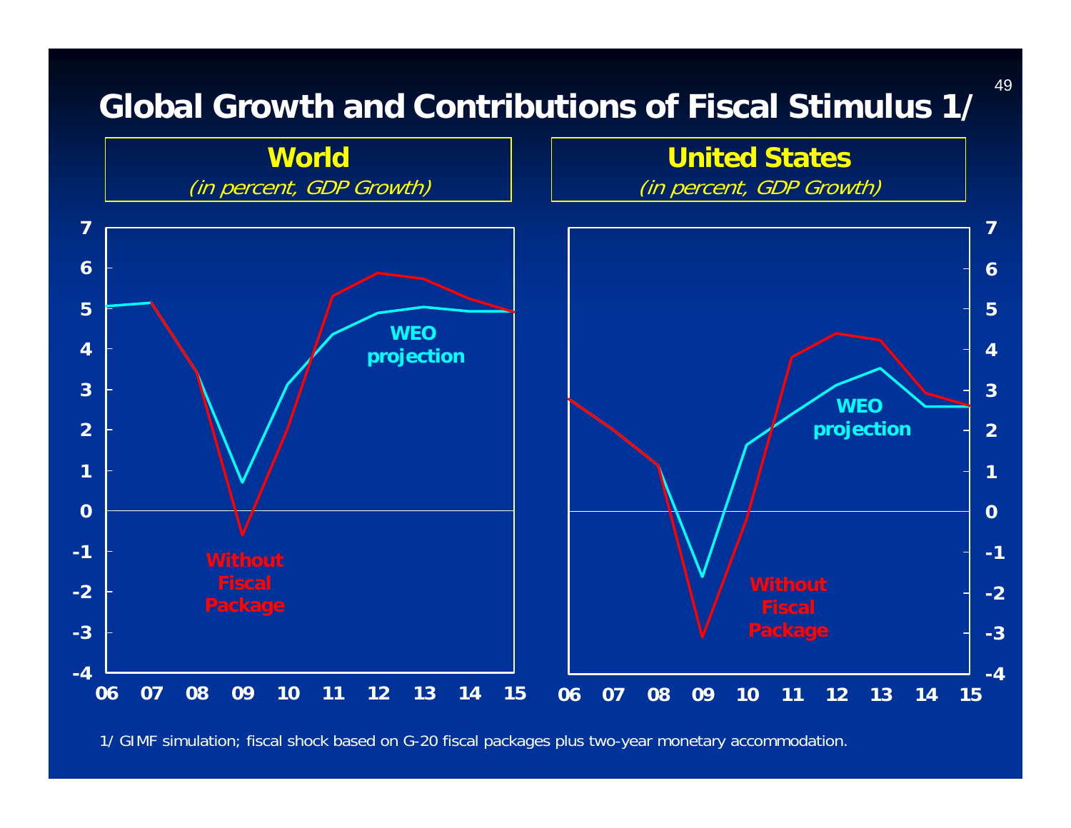# Global Growth and Contributions of Fiscal Stimulus 1/

**World**
*(in percent, GDP Growth)*

**United States**
*(in percent, GDP Growth)*

1/ GIMF simulation; fiscal shock based on G-20 fiscal packages plus two-year monetary accommodation.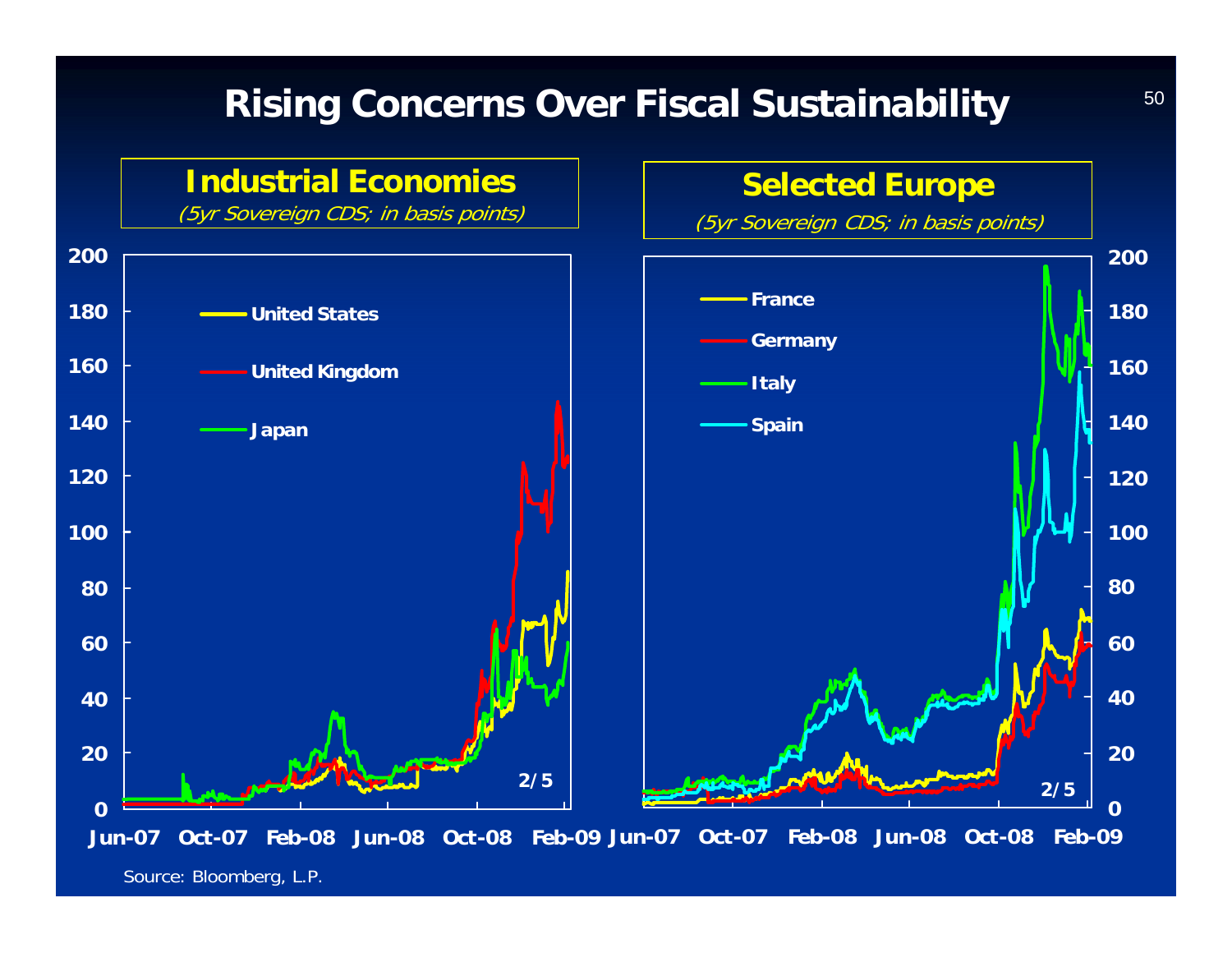# Rising Concerns Over Fiscal Sustainability

## Industrial Economies

*(5yr Sovereign CDS; in basis points)*

- United States
- United Kingdom
- Japan

2/5

## Selected Europe

*(5yr Sovereign CDS; in basis points)*

- France
- Germany
- Italy
- Spain

2/5

Source: Bloomberg, L.P.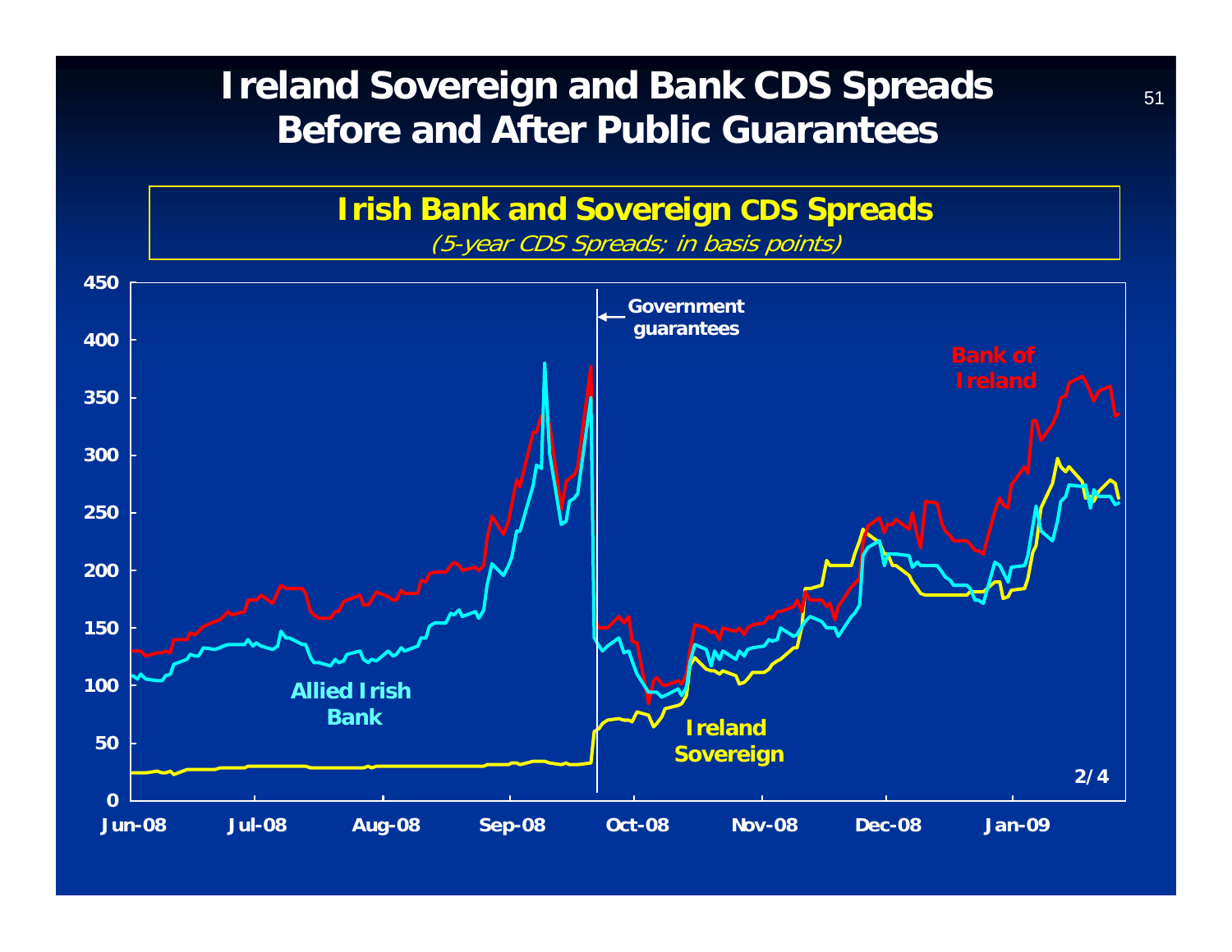# Ireland Sovereign and Bank CDS Spreads Before and After Public Guarantees

**Irish Bank and Sovereign CDS Spreads**

*(5-year CDS Spreads; in basis points)*

Government guarantees

Bank of Ireland

Allied Irish Bank

Ireland Sovereign

2/4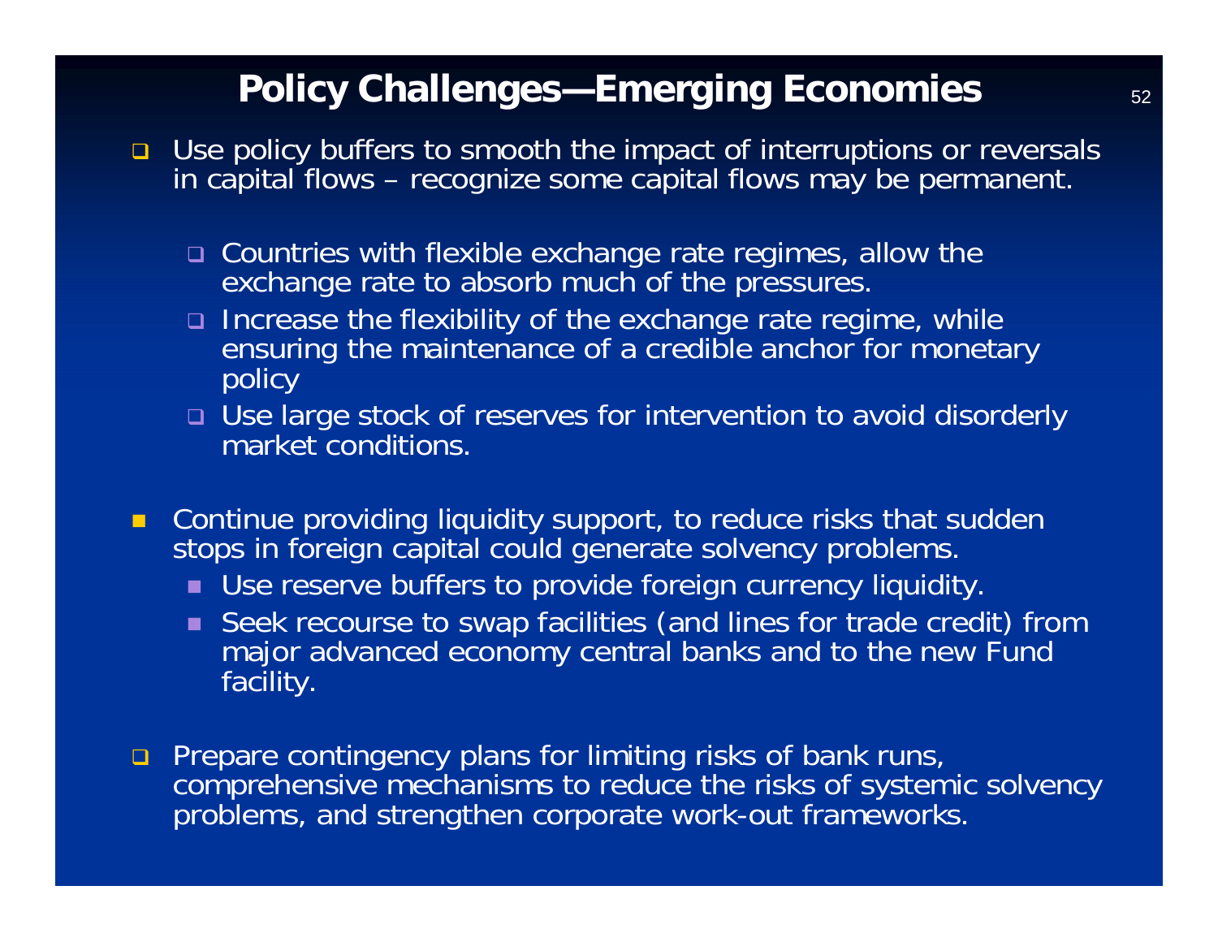# Policy Challenges—Emerging Economies

- Use policy buffers to smooth the impact of interruptions or reversals in capital flows – recognize some capital flows may be permanent.
  - Countries with flexible exchange rate regimes, allow the exchange rate to absorb much of the pressures.
  - Increase the flexibility of the exchange rate regime, while ensuring the maintenance of a credible anchor for monetary policy
  - Use large stock of reserves for intervention to avoid disorderly market conditions.

- Continue providing liquidity support, to reduce risks that sudden stops in foreign capital could generate solvency problems.
  - Use reserve buffers to provide foreign currency liquidity.
  - Seek recourse to swap facilities (and lines for trade credit) from major advanced economy central banks and to the new Fund facility.

- Prepare contingency plans for limiting risks of bank runs, comprehensive mechanisms to reduce the risks of systemic solvency problems, and strengthen corporate work-out frameworks.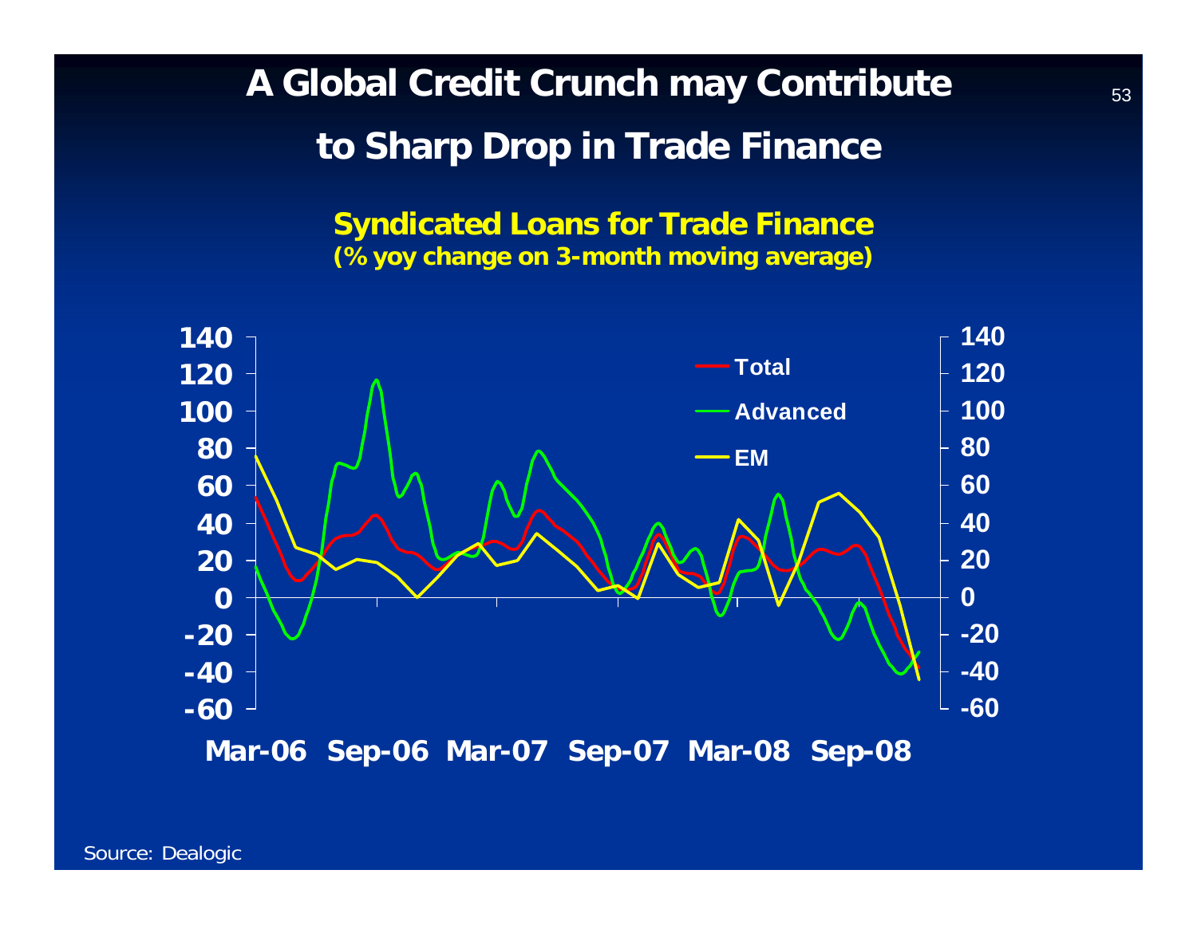# A Global Credit Crunch may Contribute to Sharp Drop in Trade Finance

**Syndicated Loans for Trade Finance**
**(% yoy change on 3-month moving average)**

- Total
- Advanced
- EM

Mar-06 Sep-06 Mar-07 Sep-07 Mar-08 Sep-08

Source: Dealogic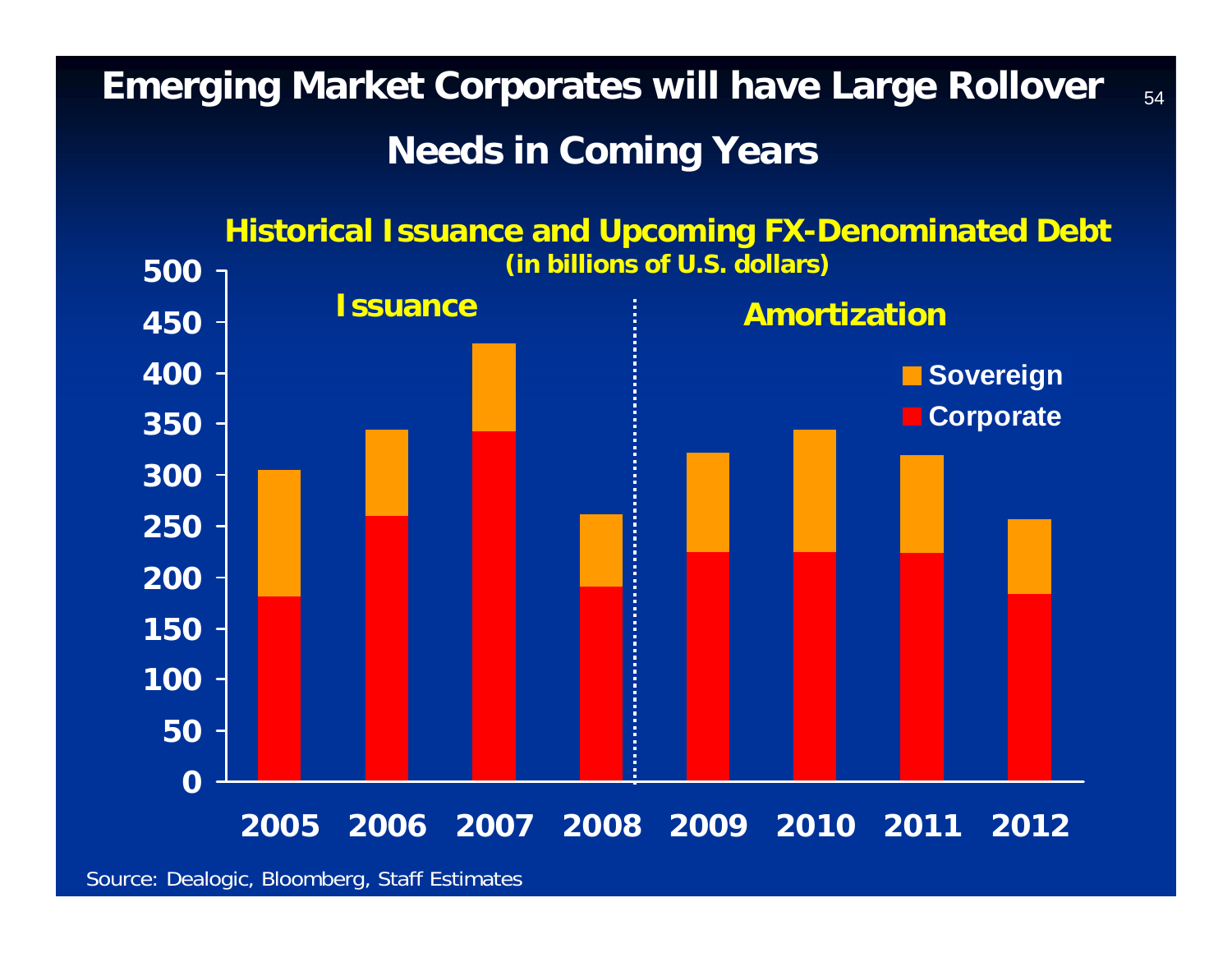# Emerging Market Corporates will have Large Rollover Needs in Coming Years

**Historical Issuance and Upcoming FX-Denominated Debt**
**(in billions of U.S. dollars)**

500
450
400
350
300
250
200
150
100
50
0

Issuance

Amortization

Sovereign
Corporate

2005 2006 2007 2008 2009 2010 2011 2012

Source: Dealogic, Bloomberg, Staff Estimates